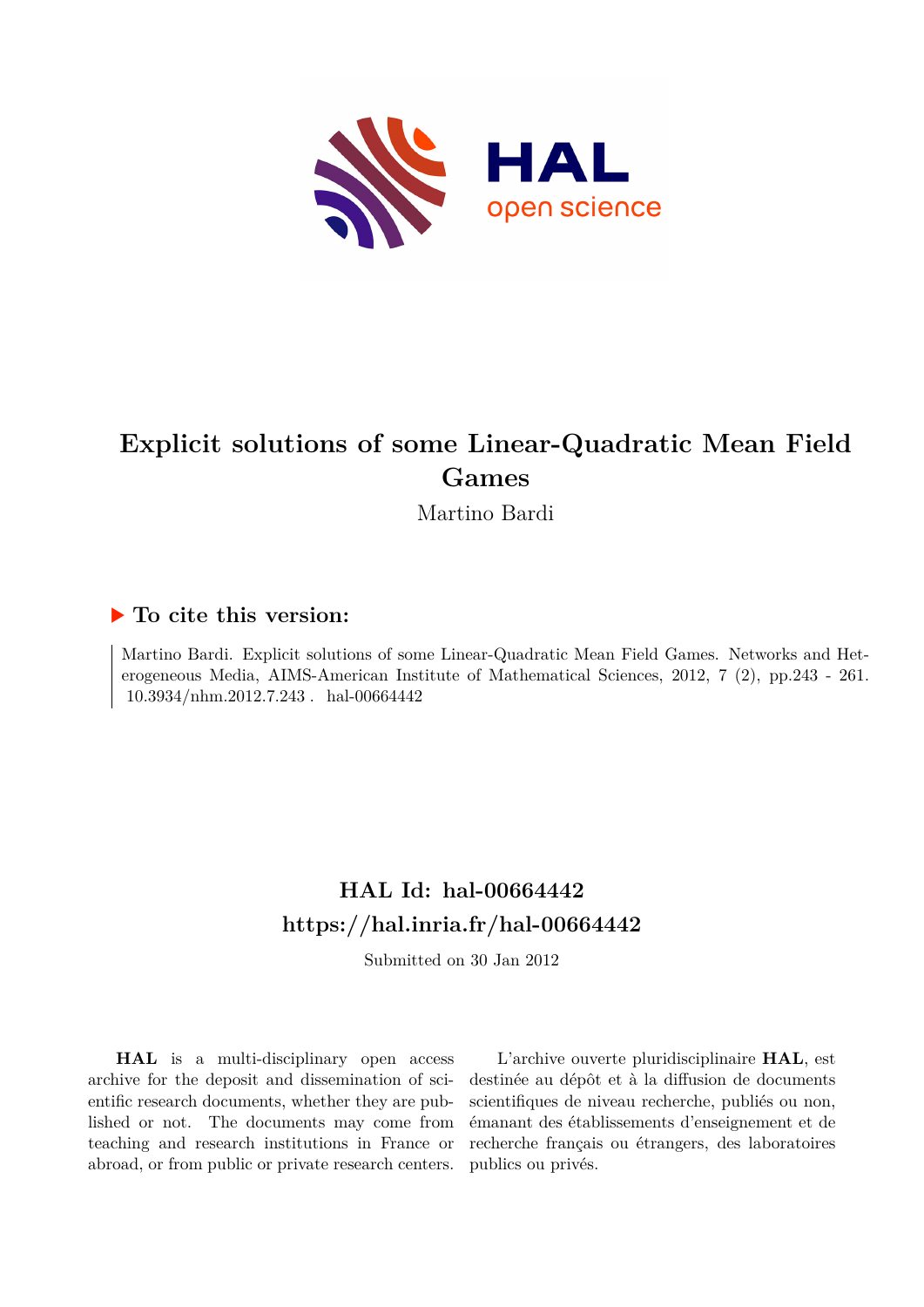# Explicit solutions of some Linear-Quadratic Mean Field Games

Martino Bardi

## ▶ To cite this version:

Martino Bardi. Explicit solutions of some Linear-Quadratic Mean Field Games. Networks and Heterogeneous Media, AIMS-American Institute of Mathematical Sciences, 2012, 7 (2), pp.243 - 261. 10.3934/nhm.2012.7.243 . hal-00664442

## HAL Id: hal-00664442
## https://hal.inria.fr/hal-00664442

Submitted on 30 Jan 2012

**HAL** is a multi-disciplinary open access archive for the deposit and dissemination of scientific research documents, whether they are published or not. The documents may come from teaching and research institutions in France or abroad, or from public or private research centers.

L'archive ouverte pluridisciplinaire **HAL**, est destinée au dépôt et à la diffusion de documents scientifiques de niveau recherche, publiés ou non, émanant des établissements d'enseignement et de recherche français ou étrangers, des laboratoires publics ou privés.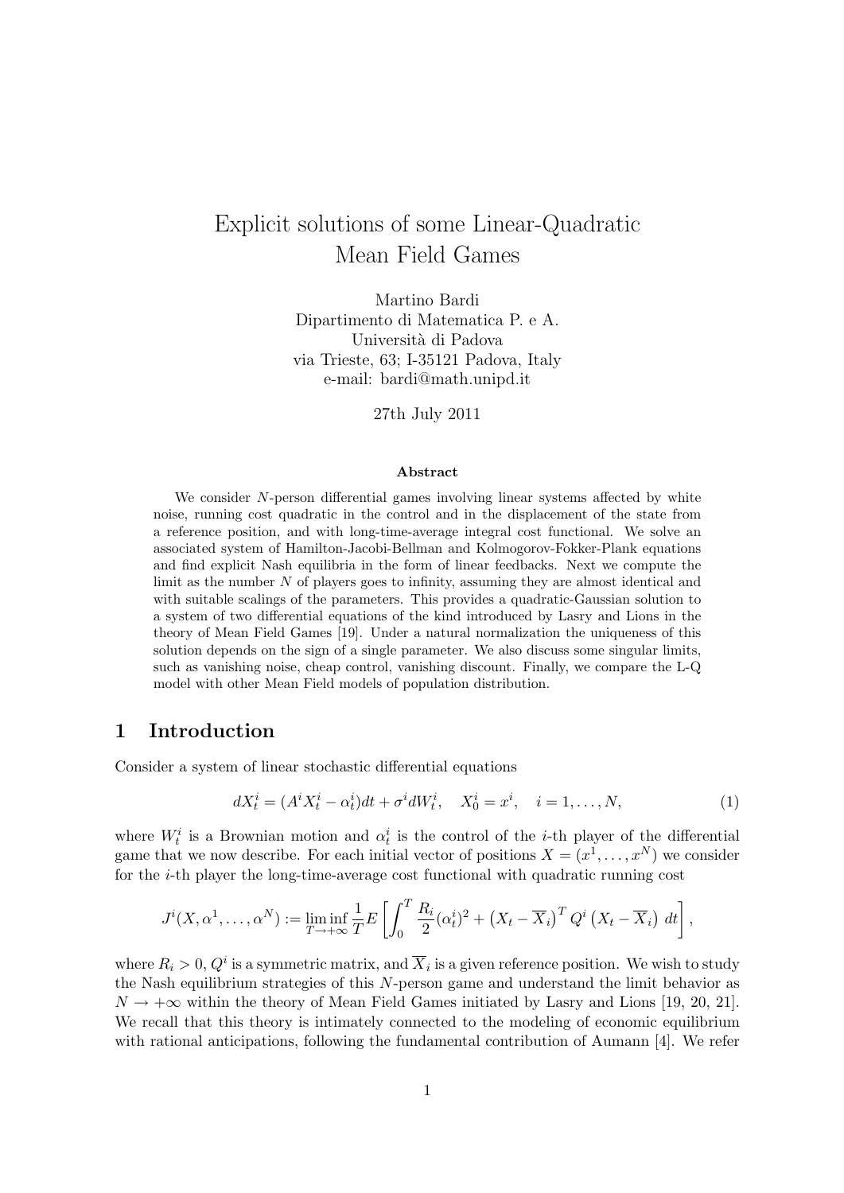# Explicit solutions of some Linear-Quadratic Mean Field Games

Martino Bardi
Dipartimento di Matematica P. e A.
Università di Padova
via Trieste, 63; I-35121 Padova, Italy
e-mail: bardi@math.unipd.it

27th July 2011

### Abstract

We consider $N$-person differential games involving linear systems affected by white noise, running cost quadratic in the control and in the displacement of the state from a reference position, and with long-time-average integral cost functional. We solve an associated system of Hamilton-Jacobi-Bellman and Kolmogorov-Fokker-Plank equations and find explicit Nash equilibria in the form of linear feedbacks. Next we compute the limit as the number $N$ of players goes to infinity, assuming they are almost identical and with suitable scalings of the parameters. This provides a quadratic-Gaussian solution to a system of two differential equations of the kind introduced by Lasry and Lions in the theory of Mean Field Games [19]. Under a natural normalization the uniqueness of this solution depends on the sign of a single parameter. We also discuss some singular limits, such as vanishing noise, cheap control, vanishing discount. Finally, we compare the L-Q model with other Mean Field models of population distribution.

## 1 Introduction

Consider a system of linear stochastic differential equations

$$dX_t^i = (A^i X_t^i - \alpha_t^i)dt + \sigma^i dW_t^i, \quad X_0^i = x^i, \quad i = 1, \ldots, N, \tag{1}$$

where $W_t^i$ is a Brownian motion and $\alpha_t^i$ is the control of the $i$-th player of the differential game that we now describe. For each initial vector of positions $X = (x^1, \ldots, x^N)$ we consider for the $i$-th player the long-time-average cost functional with quadratic running cost

$$J^i(X, \alpha^1, \ldots, \alpha^N) := \liminf_{T \to +\infty} \frac{1}{T} E\left[\int_0^T \frac{R_i}{2}(\alpha_t^i)^2 + \left(X_t - \overline{X}_i\right)^T Q^i \left(X_t - \overline{X}_i\right) \, dt\right],$$

where $R_i > 0$, $Q^i$ is a symmetric matrix, and $\overline{X}_i$ is a given reference position. We wish to study the Nash equilibrium strategies of this $N$-person game and understand the limit behavior as $N \to +\infty$ within the theory of Mean Field Games initiated by Lasry and Lions [19, 20, 21]. We recall that this theory is intimately connected to the modeling of economic equilibrium with rational anticipations, following the fundamental contribution of Aumann [4]. We refer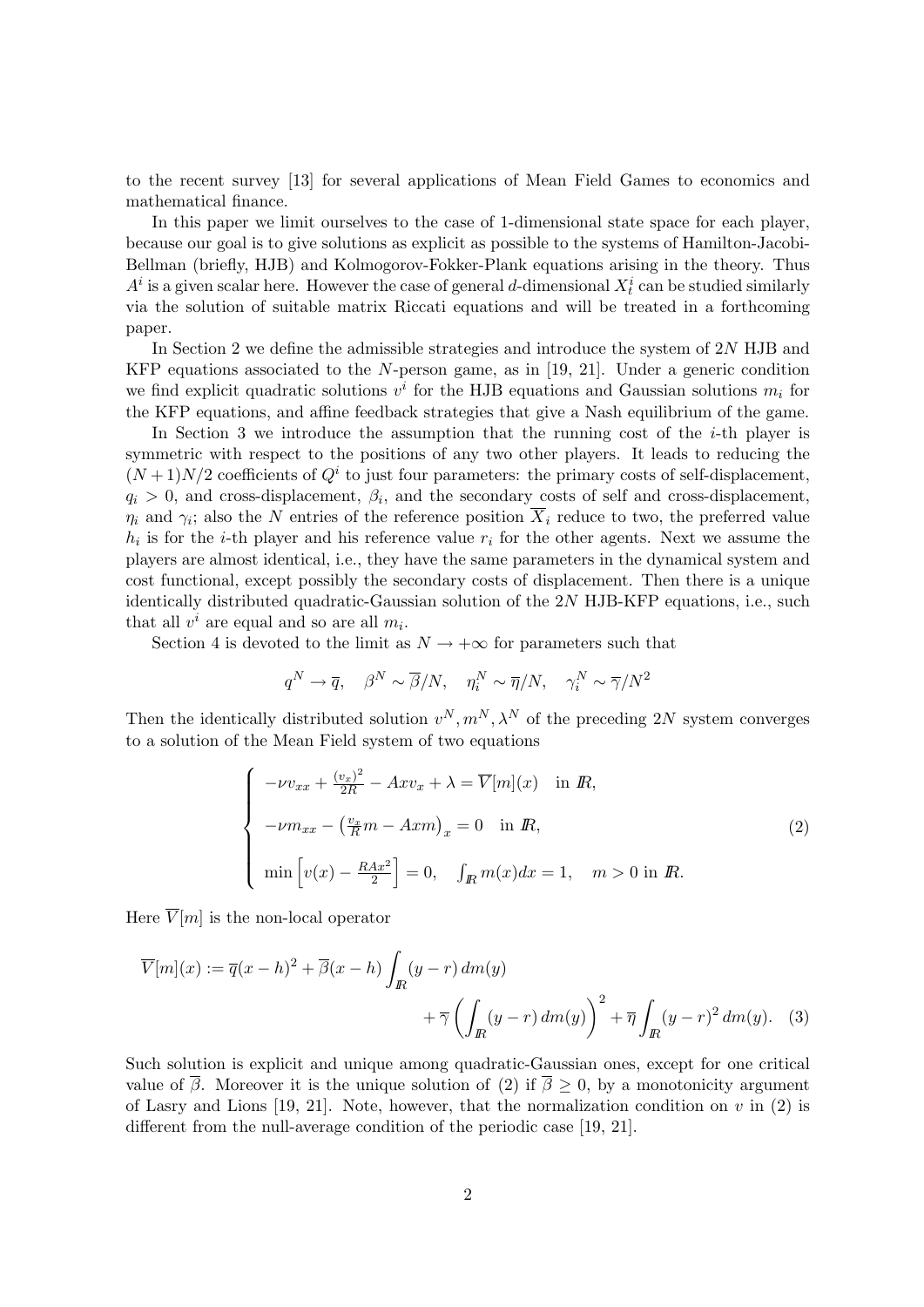to the recent survey [13] for several applications of Mean Field Games to economics and mathematical finance.

In this paper we limit ourselves to the case of 1-dimensional state space for each player, because our goal is to give solutions as explicit as possible to the systems of Hamilton-Jacobi-Bellman (briefly, HJB) and Kolmogorov-Fokker-Plank equations arising in the theory. Thus $A^i$ is a given scalar here. However the case of general $d$-dimensional $X^i_t$ can be studied similarly via the solution of suitable matrix Riccati equations and will be treated in a forthcoming paper.

In Section 2 we define the admissible strategies and introduce the system of $2N$ HJB and KFP equations associated to the $N$-person game, as in [19, 21]. Under a generic condition we find explicit quadratic solutions $v^i$ for the HJB equations and Gaussian solutions $m_i$ for the KFP equations, and affine feedback strategies that give a Nash equilibrium of the game.

In Section 3 we introduce the assumption that the running cost of the $i$-th player is symmetric with respect to the positions of any two other players. It leads to reducing the $(N+1)N/2$ coefficients of $Q^i$ to just four parameters: the primary costs of self-displacement, $q_i > 0$, and cross-displacement, $\beta_i$, and the secondary costs of self and cross-displacement, $\eta_i$ and $\gamma_i$; also the $N$ entries of the reference position $\overline{X}_i$ reduce to two, the preferred value $h_i$ is for the $i$-th player and his reference value $r_i$ for the other agents. Next we assume the players are almost identical, i.e., they have the same parameters in the dynamical system and cost functional, except possibly the secondary costs of displacement. Then there is a unique identically distributed quadratic-Gaussian solution of the $2N$ HJB-KFP equations, i.e., such that all $v^i$ are equal and so are all $m_i$.

Section 4 is devoted to the limit as $N \to +\infty$ for parameters such that

$$
q^N \to \overline{q}, \quad \beta^N \sim \overline{\beta}/N, \quad \eta^N_i \sim \overline{\eta}/N, \quad \gamma^N_i \sim \overline{\gamma}/N^2
$$

Then the identically distributed solution $v^N, m^N, \lambda^N$ of the preceding $2N$ system converges to a solution of the Mean Field system of two equations

$$
\begin{cases}
-\nu v_{xx} + \frac{(v_x)^2}{2R} - Axv_x + \lambda = \overline{V}[m](x) \quad \text{in } \mathbb{R}, \\[2mm]
-\nu m_{xx} - \left(\frac{v_x}{R} m - Axm\right)_x = 0 \quad \text{in } \mathbb{R}, \\[2mm]
\min\left[v(x) - \frac{RAx^2}{2}\right] = 0, \quad \int_{\mathbb{R}} m(x)dx = 1, \quad m > 0 \text{ in } \mathbb{R}.
\end{cases}
\tag{2}
$$

Here $\overline{V}[m]$ is the non-local operator

$$
\overline{V}[m](x) := \overline{q}(x-h)^2 + \overline{\beta}(x-h)\int_{\mathbb{R}} (y-r)\, dm(y) + \overline{\gamma}\left(\int_{\mathbb{R}} (y-r)\, dm(y)\right)^2 + \overline{\eta}\int_{\mathbb{R}} (y-r)^2\, dm(y). \tag{3}
$$

Such solution is explicit and unique among quadratic-Gaussian ones, except for one critical value of $\overline{\beta}$. Moreover it is the unique solution of (2) if $\overline{\beta} \geq 0$, by a monotonicity argument of Lasry and Lions [19, 21]. Note, however, that the normalization condition on $v$ in (2) is different from the null-average condition of the periodic case [19, 21].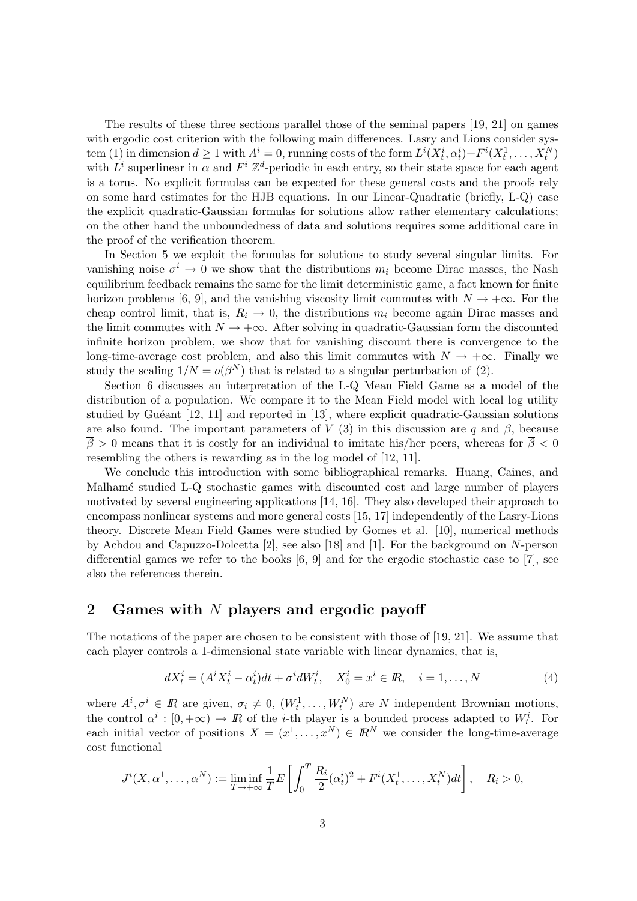The results of these three sections parallel those of the seminal papers [19, 21] on games with ergodic cost criterion with the following main differences. Lasry and Lions consider system (1) in dimension $d \geq 1$ with $A^i = 0$, running costs of the form $L^i(X_t^i, \alpha_t^i) + F^i(X_t^1, \dots, X_t^N)$ with $L^i$ superlinear in $\alpha$ and $F^i$ $\mathbb{Z}^d$-periodic in each entry, so their state space for each agent is a torus. No explicit formulas can be expected for these general costs and the proofs rely on some hard estimates for the HJB equations. In our Linear-Quadratic (briefly, L-Q) case the explicit quadratic-Gaussian formulas for solutions allow rather elementary calculations; on the other hand the unboundedness of data and solutions requires some additional care in the proof of the verification theorem.

In Section 5 we exploit the formulas for solutions to study several singular limits. For vanishing noise $\sigma^i \to 0$ we show that the distributions $m_i$ become Dirac masses, the Nash equilibrium feedback remains the same for the limit deterministic game, a fact known for finite horizon problems [6, 9], and the vanishing viscosity limit commutes with $N \to +\infty$. For the cheap control limit, that is, $R_i \to 0$, the distributions $m_i$ become again Dirac masses and the limit commutes with $N \to +\infty$. After solving in quadratic-Gaussian form the discounted infinite horizon problem, we show that for vanishing discount there is convergence to the long-time-average cost problem, and also this limit commutes with $N \to +\infty$. Finally we study the scaling $1/N = o(\beta^N)$ that is related to a singular perturbation of (2).

Section 6 discusses an interpretation of the L-Q Mean Field Game as a model of the distribution of a population. We compare it to the Mean Field model with local log utility studied by Guéant [12, 11] and reported in [13], where explicit quadratic-Gaussian solutions are also found. The important parameters of $\overline{V}$ (3) in this discussion are $\overline{q}$ and $\overline{\beta}$, because $\overline{\beta} > 0$ means that it is costly for an individual to imitate his/her peers, whereas for $\overline{\beta} < 0$ resembling the others is rewarding as in the log model of [12, 11].

We conclude this introduction with some bibliographical remarks. Huang, Caines, and Malhamé studied L-Q stochastic games with discounted cost and large number of players motivated by several engineering applications [14, 16]. They also developed their approach to encompass nonlinear systems and more general costs [15, 17] independently of the Lasry-Lions theory. Discrete Mean Field Games were studied by Gomes et al. [10], numerical methods by Achdou and Capuzzo-Dolcetta [2], see also [18] and [1]. For the background on $N$-person differential games we refer to the books [6, 9] and for the ergodic stochastic case to [7], see also the references therein.

## 2 Games with $N$ players and ergodic payoff

The notations of the paper are chosen to be consistent with those of [19, 21]. We assume that each player controls a 1-dimensional state variable with linear dynamics, that is,

$$dX_t^i = (A^i X_t^i - \alpha_t^i)dt + \sigma^i dW_t^i, \quad X_0^i = x^i \in \mathbb{R}, \quad i = 1, \dots, N \tag{4}$$

where $A^i, \sigma^i \in \mathbb{R}$ are given, $\sigma_i \neq 0$, $(W_t^1, \dots, W_t^N)$ are $N$ independent Brownian motions, the control $\alpha^i : [0, +\infty) \to \mathbb{R}$ of the $i$-th player is a bounded process adapted to $W_t^i$. For each initial vector of positions $X = (x^1, \dots, x^N) \in \mathbb{R}^N$ we consider the long-time-average cost functional

$$J^i(X, \alpha^1, \dots, \alpha^N) := \liminf_{T \to +\infty} \frac{1}{T} E\left[\int_0^T \frac{R_i}{2}(\alpha_t^i)^2 + F^i(X_t^1, \dots, X_t^N) dt\right], \quad R_i > 0,$$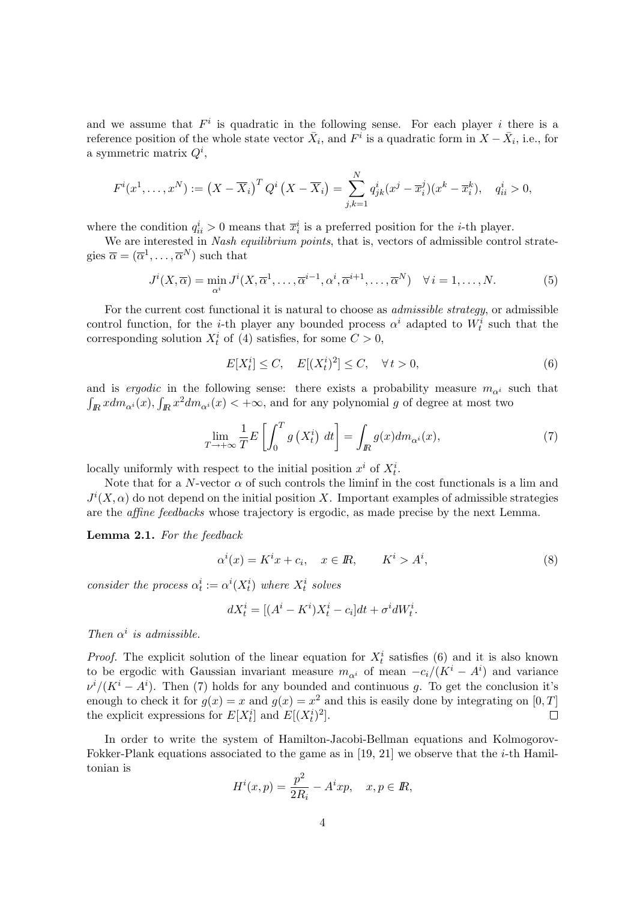and we assume that $F^i$ is quadratic in the following sense. For each player $i$ there is a reference position of the whole state vector $\bar{X}_i$, and $F^i$ is a quadratic form in $X - \bar{X}_i$, i.e., for a symmetric matrix $Q^i$,

$$F^i(x^1, \dots, x^N) := \left(X - \overline{X}_i\right)^T Q^i \left(X - \overline{X}_i\right) = \sum_{j,k=1}^{N} q^i_{jk}(x^j - \overline{x}^j_i)(x^k - \overline{x}^k_i), \quad q^i_{ii} > 0,$$

where the condition $q^i_{ii} > 0$ means that $\overline{x}^i_i$ is a preferred position for the $i$-th player.

We are interested in *Nash equilibrium points*, that is, vectors of admissible control strategies $\overline{\alpha} = (\overline{\alpha}^1, \dots, \overline{\alpha}^N)$ such that

$$J^i(X, \overline{\alpha}) = \min_{\alpha^i} J^i(X, \overline{\alpha}^1, \dots, \overline{\alpha}^{i-1}, \alpha^i, \overline{\alpha}^{i+1}, \dots, \overline{\alpha}^N) \quad \forall\, i = 1, \dots, N. \tag{5}$$

For the current cost functional it is natural to choose as *admissible strategy*, or admissible control function, for the $i$-th player any bounded process $\alpha^i$ adapted to $W^i_t$ such that the corresponding solution $X^i_t$ of (4) satisfies, for some $C > 0$,

$$E[X^i_t] \le C, \quad E[(X^i_t)^2] \le C, \quad \forall\, t > 0, \tag{6}$$

and is *ergodic* in the following sense: there exists a probability measure $m_{\alpha^i}$ such that $\int_{I\!R} x\, dm_{\alpha^i}(x), \int_{I\!R} x^2 dm_{\alpha^i}(x) < +\infty$, and for any polynomial $g$ of degree at most two

$$\lim_{T \to +\infty} \frac{1}{T} E\left[\int_0^T g\left(X^i_t\right)\, dt\right] = \int_{I\!R} g(x) dm_{\alpha^i}(x), \tag{7}$$

locally uniformly with respect to the initial position $x^i$ of $X^i_t$.

Note that for a $N$-vector $\alpha$ of such controls the liminf in the cost functionals is a lim and $J^i(X, \alpha)$ do not depend on the initial position $X$. Important examples of admissible strategies are the *affine feedbacks* whose trajectory is ergodic, as made precise by the next Lemma.

**Lemma 2.1.** *For the feedback*

$$\alpha^i(x) = K^i x + c_i, \quad x \in I\!R, \qquad K^i > A^i, \tag{8}$$

*consider the process* $\alpha^i_t := \alpha^i(X^i_t)$ *where* $X^i_t$ *solves*

$$dX^i_t = [(A^i - K^i)X^i_t - c_i]dt + \sigma^i dW^i_t.$$

*Then* $\alpha^i$ *is admissible.*

*Proof.* The explicit solution of the linear equation for $X^i_t$ satisfies (6) and it is also known to be ergodic with Gaussian invariant measure $m_{\alpha^i}$ of mean $-c_i/(K^i - A^i)$ and variance $\nu^i/(K^i - A^i)$. Then (7) holds for any bounded and continuous $g$. To get the conclusion it's enough to check it for $g(x) = x$ and $g(x) = x^2$ and this is easily done by integrating on $[0, T]$ the explicit expressions for $E[X^i_t]$ and $E[(X^i_t)^2]$. $\square$

In order to write the system of Hamilton-Jacobi-Bellman equations and Kolmogorov-Fokker-Plank equations associated to the game as in [19, 21] we observe that the $i$-th Hamiltonian is

$$H^i(x, p) = \frac{p^2}{2R_i} - A^i x p, \quad x, p \in I\!R,$$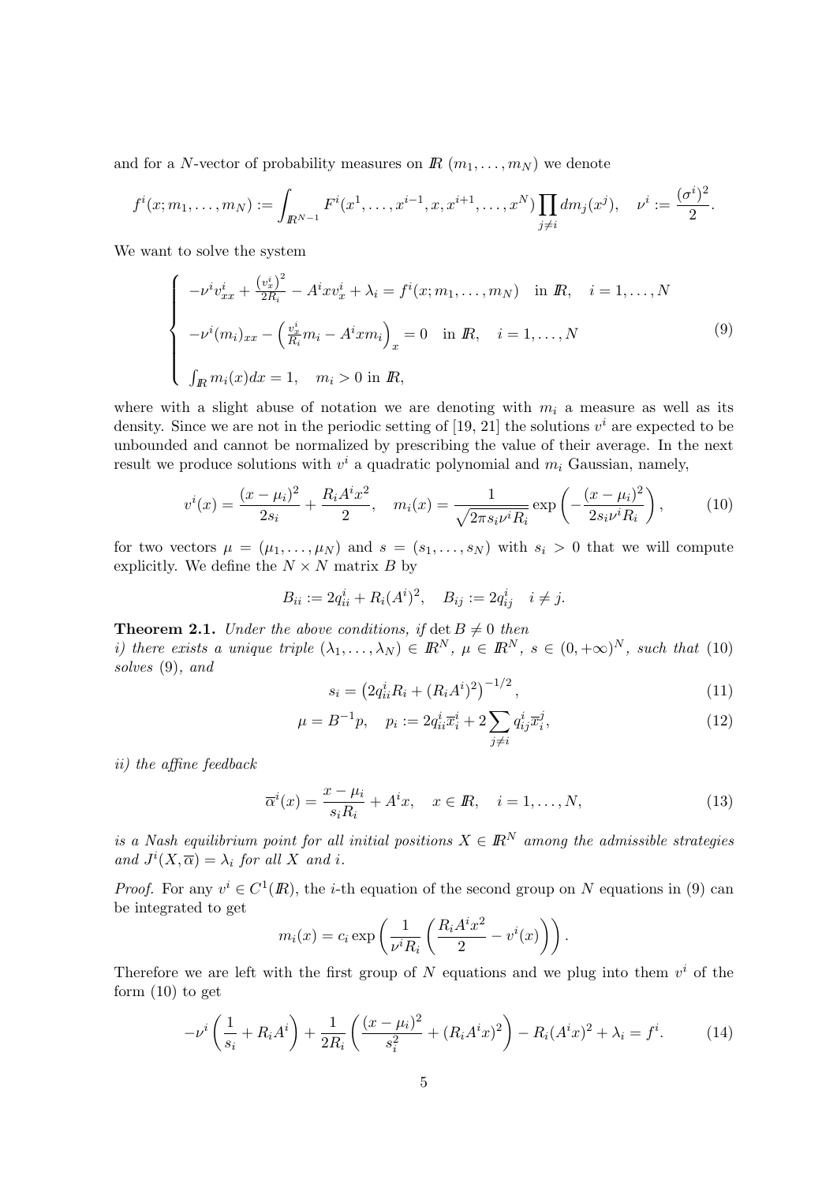and for a $N$-vector of probability measures on $I\!R$ $(m_1, \ldots, m_N)$ we denote

$$f^i(x; m_1, \ldots, m_N) := \int_{I\!R^{N-1}} F^i(x^1, \ldots, x^{i-1}, x, x^{i+1}, \ldots, x^N) \prod_{j \neq i} dm_j(x^j), \quad \nu^i := \frac{(\sigma^i)^2}{2}.$$

We want to solve the system

$$\begin{cases} -\nu^i v^i_{xx} + \frac{(v^i_x)^2}{2R_i} - A^i x v^i_x + \lambda_i = f^i(x; m_1, \ldots, m_N) \quad \text{in } I\!R, \quad i = 1, \ldots, N \\ -\nu^i (m_i)_{xx} - \left( \frac{v^i_x}{R_i} m_i - A^i x m_i \right)_x = 0 \quad \text{in } I\!R, \quad i = 1, \ldots, N \\ \int_{I\!R} m_i(x) dx = 1, \quad m_i > 0 \text{ in } I\!R, \end{cases} \tag{9}$$

where with a slight abuse of notation we are denoting with $m_i$ a measure as well as its density. Since we are not in the periodic setting of [19, 21] the solutions $v^i$ are expected to be unbounded and cannot be normalized by prescribing the value of their average. In the next result we produce solutions with $v^i$ a quadratic polynomial and $m_i$ Gaussian, namely,

$$v^i(x) = \frac{(x - \mu_i)^2}{2s_i} + \frac{R_i A^i x^2}{2}, \quad m_i(x) = \frac{1}{\sqrt{2\pi s_i \nu^i R_i}} \exp\left( -\frac{(x - \mu_i)^2}{2 s_i \nu^i R_i} \right), \tag{10}$$

for two vectors $\mu = (\mu_1, \ldots, \mu_N)$ and $s = (s_1, \ldots, s_N)$ with $s_i > 0$ that we will compute explicitly. We define the $N \times N$ matrix $B$ by

$$B_{ii} := 2q^i_{ii} + R_i (A^i)^2, \quad B_{ij} := 2q^i_{ij} \quad i \neq j.$$

**Theorem 2.1.** *Under the above conditions, if* $\det B \neq 0$ *then*
*i) there exists a unique triple* $(\lambda_1, \ldots, \lambda_N) \in I\!R^N$, $\mu \in I\!R^N$, $s \in (0, +\infty)^N$, *such that* (10) *solves* (9), *and*

$$s_i = \left( 2q^i_{ii} R_i + (R_i A^i)^2 \right)^{-1/2}, \tag{11}$$

$$\mu = B^{-1} p, \quad p_i := 2q^i_{ii} \overline{x}^i_i + 2 \sum_{j \neq i} q^i_{ij} \overline{x}^j_i, \tag{12}$$

*ii) the affine feedback*

$$\overline{\alpha}^i(x) = \frac{x - \mu_i}{s_i R_i} + A^i x, \quad x \in I\!R, \quad i = 1, \ldots, N, \tag{13}$$

*is a Nash equilibrium point for all initial positions* $X \in I\!R^N$ *among the admissible strategies and* $J^i(X, \overline{\alpha}) = \lambda_i$ *for all* $X$ *and* $i$.

*Proof.* For any $v^i \in C^1(I\!R)$, the $i$-th equation of the second group on $N$ equations in (9) can be integrated to get

$$m_i(x) = c_i \exp\left( \frac{1}{\nu^i R_i} \left( \frac{R_i A^i x^2}{2} - v^i(x) \right) \right).$$

Therefore we are left with the first group of $N$ equations and we plug into them $v^i$ of the form (10) to get

$$-\nu^i \left( \frac{1}{s_i} + R_i A^i \right) + \frac{1}{2R_i} \left( \frac{(x - \mu_i)^2}{s_i^2} + (R_i A^i x)^2 \right) - R_i (A^i x)^2 + \lambda_i = f^i. \tag{14}$$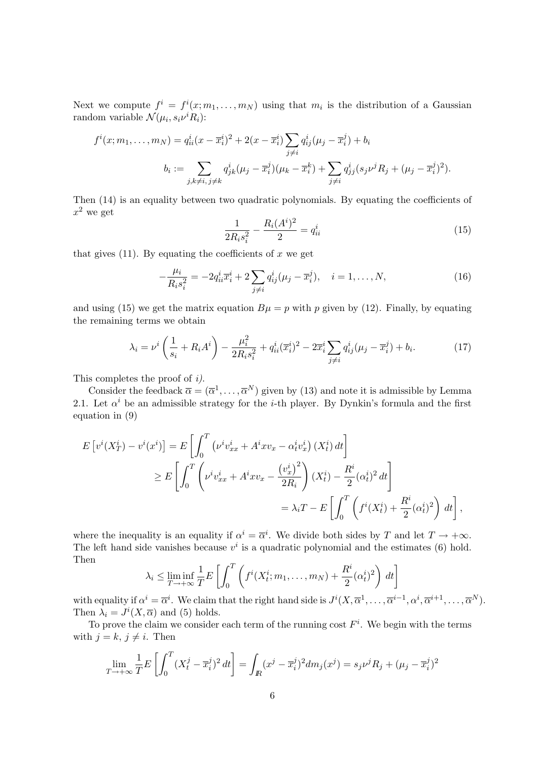Next we compute $f^i = f^i(x; m_1, \ldots, m_N)$ using that $m_i$ is the distribution of a Gaussian random variable $\mathcal{N}(\mu_i, s_i\nu^i R_i)$:

$$
\begin{aligned}
f^i(x; m_1, \ldots, m_N) &= q^i_{ii}(x - \overline{x}^i_i)^2 + 2(x - \overline{x}^i_i) \sum_{j \neq i} q^i_{ij}(\mu_j - \overline{x}^j_i) + b_i \\
b_i &:= \sum_{j,k \neq i,\, j \neq k} q^i_{jk}(\mu_j - \overline{x}^j_i)(\mu_k - \overline{x}^k_i) + \sum_{j \neq i} q^i_{jj}(s_j \nu^j R_j + (\mu_j - \overline{x}^j_i)^2).
\end{aligned}
$$

Then (14) is an equality between two quadratic polynomials. By equating the coefficients of $x^2$ we get

$$
\frac{1}{2R_i s_i^2} - \frac{R_i (A^i)^2}{2} = q^i_{ii} \tag{15}
$$

that gives (11). By equating the coefficients of $x$ we get

$$
-\frac{\mu_i}{R_i s_i^2} = -2 q^i_{ii} \overline{x}^i_i + 2 \sum_{j \neq i} q^i_{ij}(\mu_j - \overline{x}^j_i), \quad i = 1, \ldots, N, \tag{16}
$$

and using (15) we get the matrix equation $B\mu = p$ with $p$ given by (12). Finally, by equating the remaining terms we obtain

$$
\lambda_i = \nu^i \left( \frac{1}{s_i} + R_i A^i \right) - \frac{\mu_i^2}{2 R_i s_i^2} + q^i_{ii}(\overline{x}^i_i)^2 - 2\overline{x}^i_i \sum_{j \neq i} q^i_{ij}(\mu_j - \overline{x}^j_i) + b_i. \tag{17}
$$

This completes the proof of *i)*.

Consider the feedback $\overline{\alpha} = (\overline{\alpha}^1, \ldots, \overline{\alpha}^N)$ given by (13) and note it is admissible by Lemma 2.1. Let $\alpha^i$ be an admissible strategy for the $i$-th player. By Dynkin's formula and the first equation in (9)

$$
\begin{aligned}
E\left[v^i(X^i_T) - v^i(x^i)\right] &= E\left[\int_0^T \left(\nu^i v^i_{xx} + A^i x v_x - \alpha^i_t v^i_x\right)(X^i_t)\, dt\right] \\
&\geq E\left[\int_0^T \left(\nu^i v^i_{xx} + A^i x v_x - \frac{\left(v^i_x\right)^2}{2R_i}\right)(X^i_t) - \frac{R^i}{2}(\alpha^i_t)^2\, dt\right] \\
&= \lambda_i T - E\left[\int_0^T \left(f^i(X^i_t) + \frac{R^i}{2}(\alpha^i_t)^2\right)\, dt\right],
\end{aligned}
$$

where the inequality is an equality if $\alpha^i = \overline{\alpha}^i$. We divide both sides by $T$ and let $T \to +\infty$. The left hand side vanishes because $v^i$ is a quadratic polynomial and the estimates (6) hold. Then

$$
\lambda_i \leq \liminf_{T \to +\infty} \frac{1}{T} E\left[\int_0^T \left(f^i(X^i_t; m_1, \ldots, m_N) + \frac{R^i}{2}(\alpha^i_t)^2\right)\, dt\right]
$$

with equality if $\alpha^i = \overline{\alpha}^i$. We claim that the right hand side is $J^i(X, \overline{\alpha}^1, \ldots, \overline{\alpha}^{i-1}, \alpha^i, \overline{\alpha}^{i+1}, \ldots, \overline{\alpha}^N)$. Then $\lambda_i = J^i(X, \overline{\alpha})$ and (5) holds.

To prove the claim we consider each term of the running cost $F^i$. We begin with the terms with $j = k$, $j \neq i$. Then

$$
\lim_{T \to +\infty} \frac{1}{T} E\left[\int_0^T (X^j_t - \overline{x}^j_i)^2\, dt\right] = \int_{\mathbb{R}} (x^j - \overline{x}^j_i)^2 dm_j(x^j) = s_j \nu^j R_j + (\mu_j - \overline{x}^j_i)^2
$$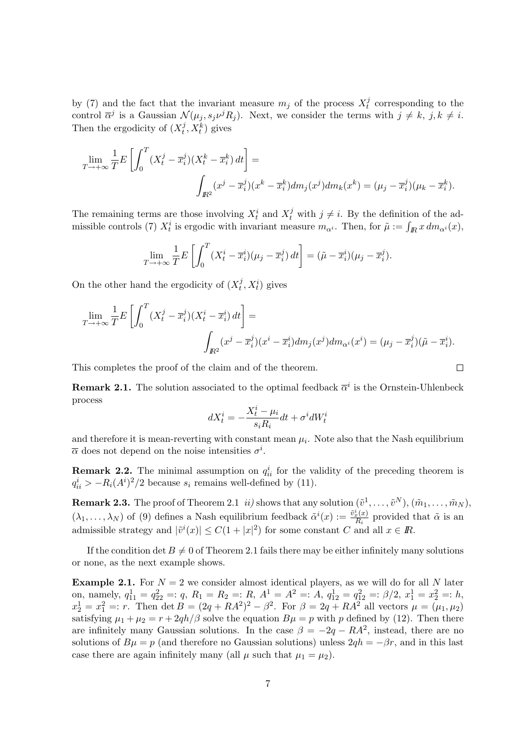by (7) and the fact that the invariant measure $m_j$ of the process $X_t^j$ corresponding to the control $\overline{\alpha}^j$ is a Gaussian $\mathcal{N}(\mu_j, s_j \nu^j R_j)$. Next, we consider the terms with $j \neq k$, $j, k \neq i$. Then the ergodicity of $(X_t^j, X_t^k)$ gives

$$\lim_{T \to +\infty} \frac{1}{T} E\left[\int_0^T (X_t^j - \overline{x}_i^j)(X_t^k - \overline{x}_i^k)\, dt\right] = \int_{\mathbb{R}^2} (x^j - \overline{x}_i^j)(x^k - \overline{x}_i^k) dm_j(x^j) dm_k(x^k) = (\mu_j - \overline{x}_i^j)(\mu_k - \overline{x}_i^k).$$

The remaining terms are those involving $X_t^i$ and $X_t^j$ with $j \neq i$. By the definition of the admissible controls (7) $X_t^i$ is ergodic with invariant measure $m_{\alpha^i}$. Then, for $\tilde{\mu} := \int_{\mathbb{R}} x \, dm_{\alpha^i}(x)$,

$$\lim_{T \to +\infty} \frac{1}{T} E\left[\int_0^T (X_t^i - \overline{x}_i^i)(\mu_j - \overline{x}_i^j)\, dt\right] = (\tilde{\mu} - \overline{x}_i^i)(\mu_j - \overline{x}_i^j).$$

On the other hand the ergodicity of $(X_t^j, X_t^i)$ gives

$$\lim_{T \to +\infty} \frac{1}{T} E\left[\int_0^T (X_t^j - \overline{x}_i^j)(X_t^i - \overline{x}_i^i)\, dt\right] = \int_{\mathbb{R}^2} (x^j - \overline{x}_i^j)(x^i - \overline{x}_i^i) dm_j(x^j) dm_{\alpha^i}(x^i) = (\mu_j - \overline{x}_i^j)(\tilde{\mu} - \overline{x}_i^i).$$

This completes the proof of the claim and of the theorem. $\square$

**Remark 2.1.** The solution associated to the optimal feedback $\overline{\alpha}^i$ is the Ornstein-Uhlenbeck process

$$dX_t^i = -\frac{X_t^i - \mu_i}{s_i R_i} dt + \sigma^i dW_t^i$$

and therefore it is mean-reverting with constant mean $\mu_i$. Note also that the Nash equilibrium $\overline{\alpha}$ does not depend on the noise intensities $\sigma^i$.

**Remark 2.2.** The minimal assumption on $q_{ii}^i$ for the validity of the preceding theorem is $q_{ii}^i > -R_i (A^i)^2/2$ because $s_i$ remains well-defined by (11).

**Remark 2.3.** The proof of Theorem 2.1 *ii)* shows that any solution $(\tilde{v}^1, \dots, \tilde{v}^N)$, $(\tilde{m}_1, \dots, \tilde{m}_N)$, $(\lambda_1, \dots, \lambda_N)$ of (9) defines a Nash equilibrium feedback $\tilde{\alpha}^i(x) := \frac{\tilde{v}_x^i(x)}{R_i}$ provided that $\tilde{\alpha}$ is an admissible strategy and $|\tilde{v}^i(x)| \leq C(1 + |x|^2)$ for some constant $C$ and all $x \in \mathbb{R}$.

If the condition $\det B \neq 0$ of Theorem 2.1 fails there may be either infinitely many solutions or none, as the next example shows.

**Example 2.1.** For $N = 2$ we consider almost identical players, as we will do for all $N$ later on, namely, $q_{11}^1 = q_{22}^2 =: q$, $R_1 = R_2 =: R$, $A^1 = A^2 =: A$, $q_{12}^1 = q_{12}^2 =: \beta/2$, $x_1^1 = x_2^2 =: h$, $x_2^1 = x_1^2 =: r$. Then $\det B = (2q + RA^2)^2 - \beta^2$. For $\beta = 2q + RA^2$ all vectors $\mu = (\mu_1, \mu_2)$ satisfying $\mu_1 + \mu_2 = r + 2qh/\beta$ solve the equation $B\mu = p$ with $p$ defined by (12). Then there are infinitely many Gaussian solutions. In the case $\beta = -2q - RA^2$, instead, there are no solutions of $B\mu = p$ (and therefore no Gaussian solutions) unless $2qh = -\beta r$, and in this last case there are again infinitely many (all $\mu$ such that $\mu_1 = \mu_2$).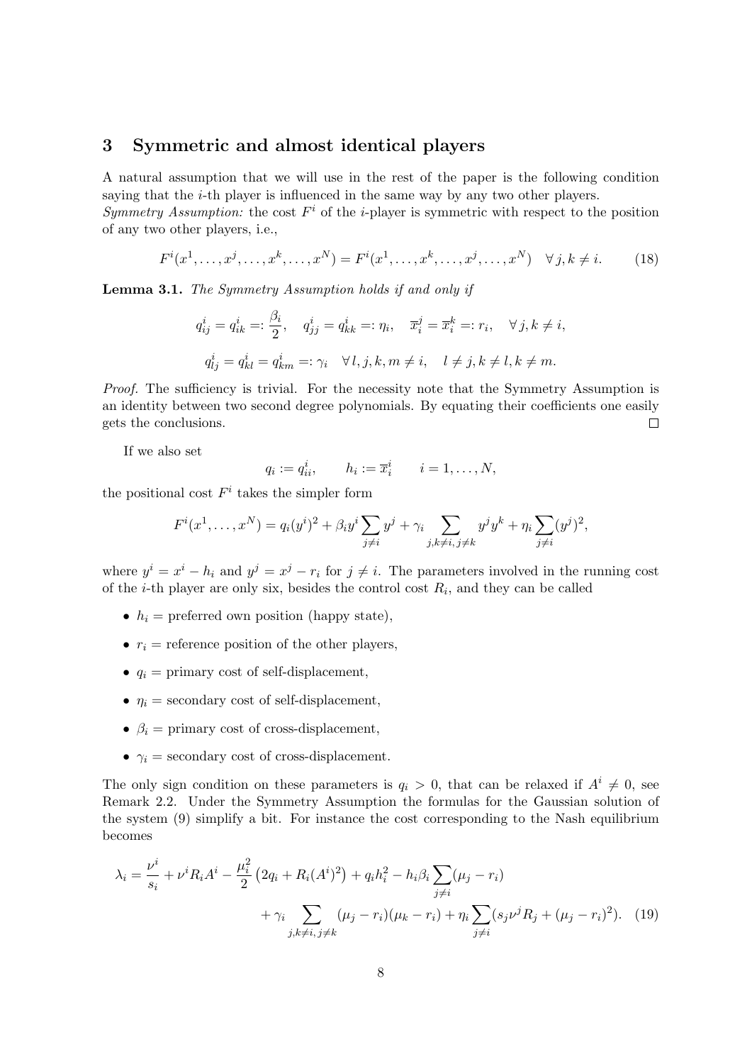## 3 Symmetric and almost identical players

A natural assumption that we will use in the rest of the paper is the following condition saying that the $i$-th player is influenced in the same way by any two other players.

*Symmetry Assumption:* the cost $F^i$ of the $i$-player is symmetric with respect to the position of any two other players, i.e.,

$$F^i(x^1, \ldots, x^j, \ldots, x^k, \ldots, x^N) = F^i(x^1, \ldots, x^k, \ldots, x^j, \ldots, x^N) \quad \forall\, j,k \neq i. \tag{18}$$

**Lemma 3.1.** *The Symmetry Assumption holds if and only if*

$$q^i_{ij} = q^i_{ik} =: \frac{\beta_i}{2}, \quad q^i_{jj} = q^i_{kk} =: \eta_i, \quad \overline{x}^j_i = \overline{x}^k_i =: r_i, \quad \forall\, j,k \neq i,$$

$$q^i_{lj} = q^i_{kl} = q^i_{km} =: \gamma_i \quad \forall\, l,j,k,m \neq i, \quad l \neq j, k \neq l, k \neq m.$$

*Proof.* The sufficiency is trivial. For the necessity note that the Symmetry Assumption is an identity between two second degree polynomials. By equating their coefficients one easily gets the conclusions. □

If we also set

$$q_i := q^i_{ii}, \qquad h_i := \overline{x}^i_i \qquad i = 1, \ldots, N,$$

the positional cost $F^i$ takes the simpler form

$$F^i(x^1, \ldots, x^N) = q_i(y^i)^2 + \beta_i y^i \sum_{j \neq i} y^j + \gamma_i \sum_{j,k \neq i,\, j \neq k} y^j y^k + \eta_i \sum_{j \neq i} (y^j)^2,$$

where $y^i = x^i - h_i$ and $y^j = x^j - r_i$ for $j \neq i$. The parameters involved in the running cost of the $i$-th player are only six, besides the control cost $R_i$, and they can be called

- $h_i$ = preferred own position (happy state),
- $r_i$ = reference position of the other players,
- $q_i$ = primary cost of self-displacement,
- $\eta_i$ = secondary cost of self-displacement,
- $\beta_i$ = primary cost of cross-displacement,
- $\gamma_i$ = secondary cost of cross-displacement.

The only sign condition on these parameters is $q_i > 0$, that can be relaxed if $A^i \neq 0$, see Remark 2.2. Under the Symmetry Assumption the formulas for the Gaussian solution of the system (9) simplify a bit. For instance the cost corresponding to the Nash equilibrium becomes

$$\lambda_i = \frac{\nu^i}{s_i} + \nu^i R_i A^i - \frac{\mu_i^2}{2}\left(2q_i + R_i(A^i)^2\right) + q_i h_i^2 - h_i \beta_i \sum_{j \neq i} (\mu_j - r_i)$$
$$+ \gamma_i \sum_{j,k \neq i,\, j \neq k} (\mu_j - r_i)(\mu_k - r_i) + \eta_i \sum_{j \neq i} (s_j \nu^j R_j + (\mu_j - r_i)^2). \tag{19}$$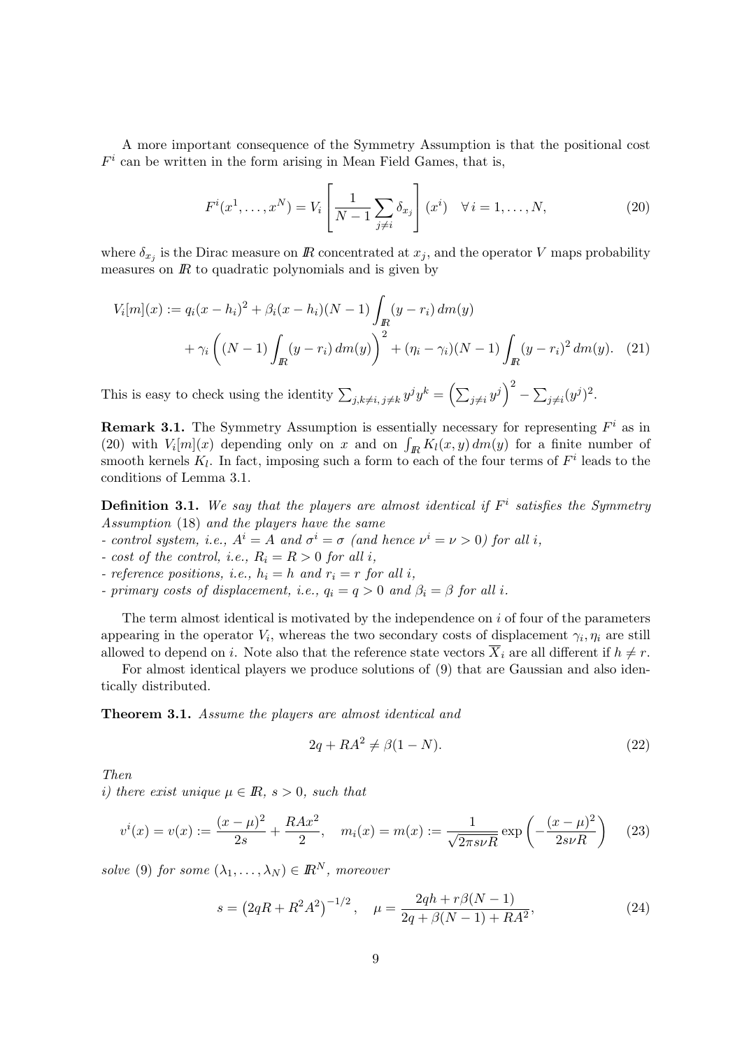A more important consequence of the Symmetry Assumption is that the positional cost $F^i$ can be written in the form arising in Mean Field Games, that is,

$$F^i(x^1, \dots, x^N) = V_i \left[ \frac{1}{N-1} \sum_{j \neq i} \delta_{x_j} \right] (x^i) \quad \forall\, i = 1, \dots, N, \tag{20}$$

where $\delta_{x_j}$ is the Dirac measure on $\mathbb{R}$ concentrated at $x_j$, and the operator $V$ maps probability measures on $\mathbb{R}$ to quadratic polynomials and is given by

$$\begin{aligned} V_i[m](x) := {} & q_i(x-h_i)^2 + \beta_i(x-h_i)(N-1) \int_{\mathbb{R}} (y-r_i)\, dm(y) \\ & + \gamma_i \left( (N-1) \int_{\mathbb{R}} (y-r_i)\, dm(y) \right)^2 + (\eta_i - \gamma_i)(N-1) \int_{\mathbb{R}} (y-r_i)^2\, dm(y). \end{aligned} \tag{21}$$

This is easy to check using the identity $\sum_{j,k \neq i,\, j \neq k} y^j y^k = \left( \sum_{j \neq i} y^j \right)^2 - \sum_{j \neq i} (y^j)^2$.

**Remark 3.1.** The Symmetry Assumption is essentially necessary for representing $F^i$ as in (20) with $V_i[m](x)$ depending only on $x$ and on $\int_{\mathbb{R}} K_l(x,y)\, dm(y)$ for a finite number of smooth kernels $K_l$. In fact, imposing such a form to each of the four terms of $F^i$ leads to the conditions of Lemma 3.1.

**Definition 3.1.** *We say that the players are almost identical if $F^i$ satisfies the Symmetry Assumption* (18) *and the players have the same*
*- control system, i.e., $A^i = A$ and $\sigma^i = \sigma$ (and hence $\nu^i = \nu > 0$) for all $i$,*
*- cost of the control, i.e., $R_i = R > 0$ for all $i$,*
*- reference positions, i.e., $h_i = h$ and $r_i = r$ for all $i$,*
*- primary costs of displacement, i.e., $q_i = q > 0$ and $\beta_i = \beta$ for all $i$.*

The term almost identical is motivated by the independence on $i$ of four of the parameters appearing in the operator $V_i$, whereas the two secondary costs of displacement $\gamma_i, \eta_i$ are still allowed to depend on $i$. Note also that the reference state vectors $\overline{X}_i$ are all different if $h \neq r$.

For almost identical players we produce solutions of (9) that are Gaussian and also identically distributed.

**Theorem 3.1.** *Assume the players are almost identical and*

$$2q + RA^2 \neq \beta(1-N). \tag{22}$$

*Then*
*i) there exist unique $\mu \in \mathbb{R}$, $s > 0$, such that*

$$v^i(x) = v(x) := \frac{(x-\mu)^2}{2s} + \frac{RAx^2}{2}, \quad m_i(x) = m(x) := \frac{1}{\sqrt{2\pi s\nu R}} \exp\left( -\frac{(x-\mu)^2}{2s\nu R} \right) \tag{23}$$

*solve* (9) *for some $(\lambda_1, \dots, \lambda_N) \in \mathbb{R}^N$, moreover*

$$s = \left( 2qR + R^2A^2 \right)^{-1/2}, \quad \mu = \frac{2qh + r\beta(N-1)}{2q + \beta(N-1) + RA^2}, \tag{24}$$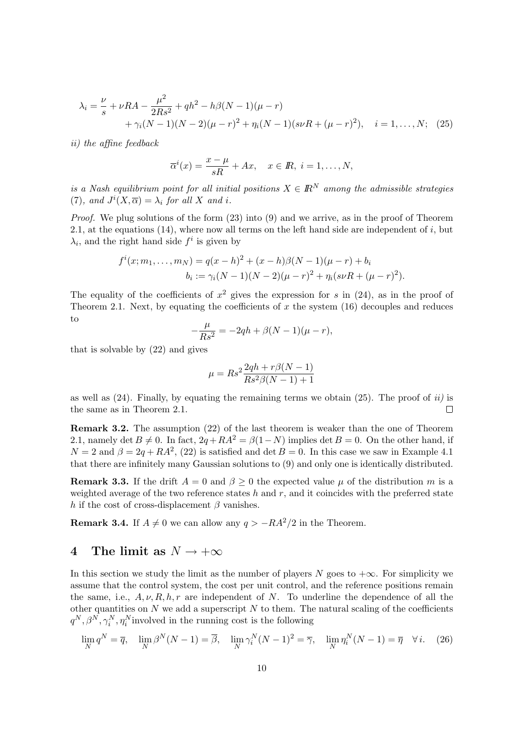$$\lambda_i = \frac{\nu}{s} + \nu RA - \frac{\mu^2}{2Rs^2} + qh^2 - h\beta(N-1)(\mu - r) + \gamma_i(N-1)(N-2)(\mu-r)^2 + \eta_i(N-1)(s\nu R + (\mu-r)^2), \quad i = 1, \ldots, N; \quad (25)$$

*ii) the affine feedback*

$$\overline{\alpha}^i(x) = \frac{x-\mu}{sR} + Ax, \quad x \in I\!R, \ i = 1, \ldots, N,$$

*is a Nash equilibrium point for all initial positions $X \in I\!R^N$ among the admissible strategies (7), and $J^i(X, \overline{\alpha}) = \lambda_i$ for all $X$ and $i$.*

*Proof.* We plug solutions of the form (23) into (9) and we arrive, as in the proof of Theorem 2.1, at the equations (14), where now all terms on the left hand side are independent of $i$, but $\lambda_i$, and the right hand side $f^i$ is given by

$$f^i(x; m_1, \ldots, m_N) = q(x-h)^2 + (x-h)\beta(N-1)(\mu - r) + b_i$$
$$b_i := \gamma_i(N-1)(N-2)(\mu-r)^2 + \eta_i(s\nu R + (\mu-r)^2).$$

The equality of the coefficients of $x^2$ gives the expression for $s$ in (24), as in the proof of Theorem 2.1. Next, by equating the coefficients of $x$ the system (16) decouples and reduces to

$$-\frac{\mu}{Rs^2} = -2qh + \beta(N-1)(\mu - r),$$

that is solvable by (22) and gives

$$\mu = Rs^2 \frac{2qh + r\beta(N-1)}{Rs^2\beta(N-1) + 1}$$

as well as (24). Finally, by equating the remaining terms we obtain (25). The proof of *ii)* is the same as in Theorem 2.1. $\square$

**Remark 3.2.** The assumption (22) of the last theorem is weaker than the one of Theorem 2.1, namely $\det B \neq 0$. In fact, $2q + RA^2 = \beta(1-N)$ implies $\det B = 0$. On the other hand, if $N = 2$ and $\beta = 2q + RA^2$, (22) is satisfied and $\det B = 0$. In this case we saw in Example 4.1 that there are infinitely many Gaussian solutions to (9) and only one is identically distributed.

**Remark 3.3.** If the drift $A = 0$ and $\beta \geq 0$ the expected value $\mu$ of the distribution $m$ is a weighted average of the two reference states $h$ and $r$, and it coincides with the preferred state $h$ if the cost of cross-displacement $\beta$ vanishes.

**Remark 3.4.** If $A \neq 0$ we can allow any $q > -RA^2/2$ in the Theorem.

## 4 The limit as $N \to +\infty$

In this section we study the limit as the number of players $N$ goes to $+\infty$. For simplicity we assume that the control system, the cost per unit control, and the reference positions remain the same, i.e., $A, \nu, R, h, r$ are independent of $N$. To underline the dependence of all the other quantities on $N$ we add a superscript $N$ to them. The natural scaling of the coefficients $q^N, \beta^N, \gamma_i^N, \eta_i^N$ involved in the running cost is the following

$$\lim_N q^N = \overline{q}, \quad \lim_N \beta^N(N-1) = \overline{\beta}, \quad \lim_N \gamma_i^N(N-1)^2 = \overline{\gamma}, \quad \lim_N \eta_i^N(N-1) = \overline{\eta} \quad \forall\, i. \quad (26)$$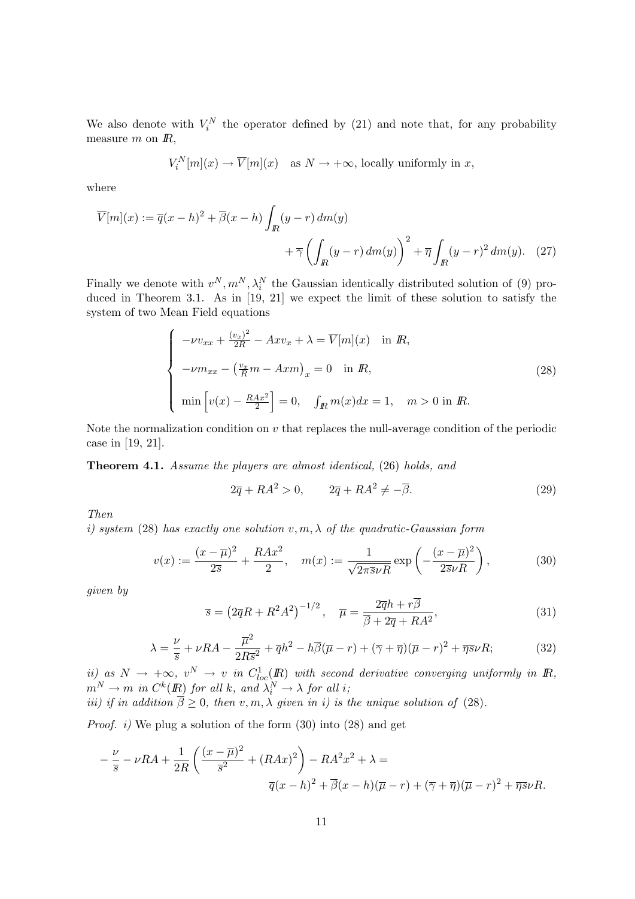We also denote with $V_i^N$ the operator defined by (21) and note that, for any probability measure $m$ on $I\!R$,

$$V_i^N[m](x) \to \overline{V}[m](x) \quad \text{as } N \to +\infty, \text{ locally uniformly in } x,$$

where

$$\overline{V}[m](x) := \overline{q}(x-h)^2 + \overline{\beta}(x-h)\int_{I\!R}(y-r)\,dm(y) + \overline{\gamma}\left(\int_{I\!R}(y-r)\,dm(y)\right)^2 + \overline{\eta}\int_{I\!R}(y-r)^2\,dm(y). \quad (27)$$

Finally we denote with $v^N, m^N, \lambda_i^N$ the Gaussian identically distributed solution of (9) produced in Theorem 3.1. As in [19, 21] we expect the limit of these solution to satisfy the system of two Mean Field equations

$$\begin{cases} -\nu v_{xx} + \frac{(v_x)^2}{2R} - Axv_x + \lambda = \overline{V}[m](x) \quad \text{in } I\!R, \\[2mm] -\nu m_{xx} - \left(\frac{v_x}{R}m - Axm\right)_x = 0 \quad \text{in } I\!R, \\[2mm] \min\left[v(x) - \frac{RAx^2}{2}\right] = 0, \quad \int_{I\!R} m(x)dx = 1, \quad m > 0 \text{ in } I\!R. \end{cases} \quad (28)$$

Note the normalization condition on $v$ that replaces the null-average condition of the periodic case in [19, 21].

**Theorem 4.1.** *Assume the players are almost identical,* (26) *holds, and*

$$2\overline{q} + RA^2 > 0, \qquad 2\overline{q} + RA^2 \neq -\overline{\beta}. \quad (29)$$

*Then*
*i) system* (28) *has exactly one solution* $v, m, \lambda$ *of the quadratic-Gaussian form*

$$v(x) := \frac{(x-\overline{\mu})^2}{2\overline{s}} + \frac{RAx^2}{2}, \quad m(x) := \frac{1}{\sqrt{2\pi\overline{s}\nu R}}\exp\left(-\frac{(x-\overline{\mu})^2}{2\overline{s}\nu R}\right), \quad (30)$$

*given by*

$$\overline{s} = \left(2\overline{q}R + R^2A^2\right)^{-1/2}, \quad \overline{\mu} = \frac{2\overline{q}h + r\overline{\beta}}{\overline{\beta} + 2\overline{q} + RA^2}, \quad (31)$$

$$\lambda = \frac{\nu}{\overline{s}} + \nu RA - \frac{\overline{\mu}^2}{2R\overline{s}^2} + \overline{q}h^2 - h\overline{\beta}(\overline{\mu} - r) + (\overline{\gamma} + \overline{\eta})(\overline{\mu} - r)^2 + \overline{\eta}\overline{s}\nu R; \quad (32)$$

*ii) as* $N \to +\infty$, $v^N \to v$ *in* $C^1_{loc}(I\!R)$ *with second derivative converging uniformly in* $I\!R$, $m^N \to m$ *in* $C^k(I\!R)$ *for all* $k$, *and* $\lambda_i^N \to \lambda$ *for all* $i$;
*iii) if in addition* $\overline{\beta} \geq 0$, *then* $v, m, \lambda$ *given in i) is the unique solution of* (28).

*Proof. i)* We plug a solution of the form (30) into (28) and get

$$-\frac{\nu}{\overline{s}} - \nu RA + \frac{1}{2R}\left(\frac{(x-\overline{\mu})^2}{\overline{s}^2} + (RAx)^2\right) - RA^2x^2 + \lambda = \overline{q}(x-h)^2 + \overline{\beta}(x-h)(\overline{\mu} - r) + (\overline{\gamma} + \overline{\eta})(\overline{\mu} - r)^2 + \overline{\eta}\overline{s}\nu R.$$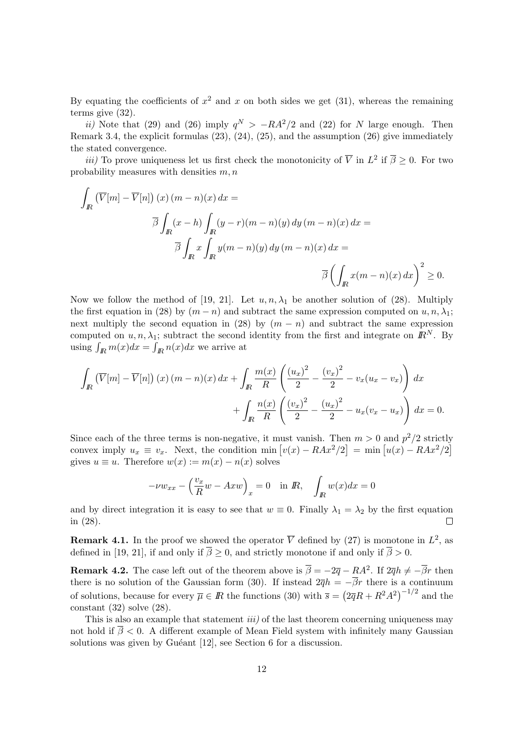By equating the coefficients of $x^2$ and $x$ on both sides we get (31), whereas the remaining terms give (32).

*ii)* Note that (29) and (26) imply $q^N > -RA^2/2$ and (22) for $N$ large enough. Then Remark 3.4, the explicit formulas (23), (24), (25), and the assumption (26) give immediately the stated convergence.

*iii)* To prove uniqueness let us first check the monotonicity of $\overline{V}$ in $L^2$ if $\overline{\beta} \geq 0$. For two probability measures with densities $m, n$

$$
\begin{aligned}
\int_{\mathbb{R}} \left(\overline{V}[m] - \overline{V}[n]\right)(x)\,(m-n)(x)\,dx &= \\
\overline{\beta} \int_{\mathbb{R}} (x-h) \int_{\mathbb{R}} &(y-r)(m-n)(y)\,dy\,(m-n)(x)\,dx = \\
\overline{\beta} \int_{\mathbb{R}} x \int_{\mathbb{R}} &y(m-n)(y)\,dy\,(m-n)(x)\,dx = \\
&\overline{\beta}\left(\int_{\mathbb{R}} x(m-n)(x)\,dx\right)^2 \geq 0.
\end{aligned}
$$

Now we follow the method of [19, 21]. Let $u, n, \lambda_1$ be another solution of (28). Multiply the first equation in (28) by $(m-n)$ and subtract the same expression computed on $u, n, \lambda_1$; next multiply the second equation in (28) by $(m-n)$ and subtract the same expression computed on $u, n, \lambda_1$; subtract the second identity from the first and integrate on $\mathbb{R}^N$. By using $\int_{\mathbb{R}} m(x)dx = \int_{\mathbb{R}} n(x)dx$ we arrive at

$$
\begin{aligned}
\int_{\mathbb{R}} \left(\overline{V}[m] - \overline{V}[n]\right)(x)\,(m-n)(x)\,dx + \int_{\mathbb{R}} \frac{m(x)}{R}\left(\frac{(u_x)^2}{2} - \frac{(v_x)^2}{2} - v_x(u_x - v_x)\right)dx \\
+ \int_{\mathbb{R}} \frac{n(x)}{R}\left(\frac{(v_x)^2}{2} - \frac{(u_x)^2}{2} - u_x(v_x - u_x)\right)dx = 0.
\end{aligned}
$$

Since each of the three terms is non-negative, it must vanish. Then $m > 0$ and $p^2/2$ strictly convex imply $u_x \equiv v_x$. Next, the condition $\min\left[v(x) - RAx^2/2\right] = \min\left[u(x) - RAx^2/2\right]$ gives $u \equiv u$. Therefore $w(x) := m(x) - n(x)$ solves

$$
-\nu w_{xx} - \left(\frac{v_x}{R} w - Axw\right)_x = 0 \quad \text{in } \mathbb{R}, \quad \int_{\mathbb{R}} w(x)dx = 0
$$

and by direct integration it is easy to see that $w \equiv 0$. Finally $\lambda_1 = \lambda_2$ by the first equation in (28). $\square$

**Remark 4.1.** In the proof we showed the operator $\overline{V}$ defined by (27) is monotone in $L^2$, as defined in [19, 21], if and only if $\overline{\beta} \geq 0$, and strictly monotone if and only if $\overline{\beta} > 0$.

**Remark 4.2.** The case left out of the theorem above is $\overline{\beta} = -2\overline{q} - RA^2$. If $2\overline{q}h \neq -\overline{\beta}r$ then there is no solution of the Gaussian form (30). If instead $2\overline{q}h = -\overline{\beta}r$ there is a continuum of solutions, because for every $\overline{\mu} \in \mathbb{R}$ the functions (30) with $\overline{s} = \left(2\overline{q}R + R^2A^2\right)^{-1/2}$ and the constant (32) solve (28).

This is also an example that statement *iii)* of the last theorem concerning uniqueness may not hold if $\overline{\beta} < 0$. A different example of Mean Field system with infinitely many Gaussian solutions was given by Guéant [12], see Section 6 for a discussion.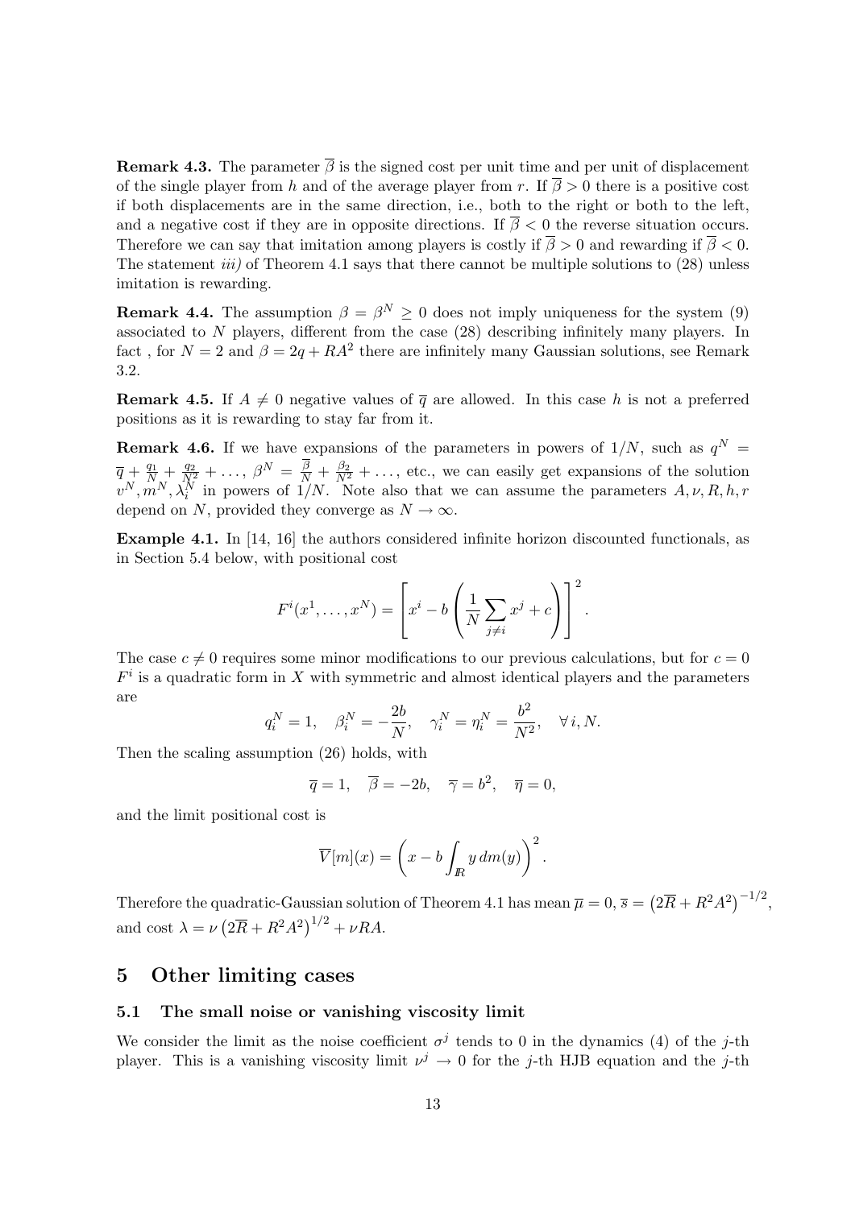**Remark 4.3.** The parameter $\overline{\beta}$ is the signed cost per unit time and per unit of displacement of the single player from $h$ and of the average player from $r$. If $\overline{\beta} > 0$ there is a positive cost if both displacements are in the same direction, i.e., both to the right or both to the left, and a negative cost if they are in opposite directions. If $\overline{\beta} < 0$ the reverse situation occurs. Therefore we can say that imitation among players is costly if $\overline{\beta} > 0$ and rewarding if $\overline{\beta} < 0$. The statement *iii)* of Theorem 4.1 says that there cannot be multiple solutions to (28) unless imitation is rewarding.

**Remark 4.4.** The assumption $\beta = \beta^N \geq 0$ does not imply uniqueness for the system (9) associated to $N$ players, different from the case (28) describing infinitely many players. In fact , for $N = 2$ and $\beta = 2q + RA^2$ there are infinitely many Gaussian solutions, see Remark 3.2.

**Remark 4.5.** If $A \neq 0$ negative values of $\overline{q}$ are allowed. In this case $h$ is not a preferred positions as it is rewarding to stay far from it.

**Remark 4.6.** If we have expansions of the parameters in powers of $1/N$, such as $q^N = \overline{q} + \frac{q_1}{N} + \frac{q_2}{N^2} + \dots$, $\beta^N = \frac{\overline{\beta}}{N} + \frac{\beta_2}{N^2} + \dots$, etc., we can easily get expansions of the solution $v^N, m^N, \lambda_i^N$ in powers of $1/N$. Note also that we can assume the parameters $A, \nu, R, h, r$ depend on $N$, provided they converge as $N \to \infty$.

**Example 4.1.** In [14, 16] the authors considered infinite horizon discounted functionals, as in Section 5.4 below, with positional cost

$$F^i(x^1, \dots, x^N) = \left[ x^i - b \left( \frac{1}{N} \sum_{j \neq i} x^j + c \right) \right]^2.$$

The case $c \neq 0$ requires some minor modifications to our previous calculations, but for $c = 0$ $F^i$ is a quadratic form in $X$ with symmetric and almost identical players and the parameters are

$$q_i^N = 1, \quad \beta_i^N = -\frac{2b}{N}, \quad \gamma_i^N = \eta_i^N = \frac{b^2}{N^2}, \quad \forall\, i, N.$$

Then the scaling assumption (26) holds, with

$$\overline{q} = 1, \quad \overline{\beta} = -2b, \quad \overline{\gamma} = b^2, \quad \overline{\eta} = 0,$$

and the limit positional cost is

$$\overline{V}[m](x) = \left( x - b \int_{\mathbb{R}} y \, dm(y) \right)^2.$$

Therefore the quadratic-Gaussian solution of Theorem 4.1 has mean $\overline{\mu} = 0$, $\overline{s} = \left(2\overline{R} + R^2 A^2\right)^{-1/2}$, and cost $\lambda = \nu \left(2\overline{R} + R^2 A^2\right)^{1/2} + \nu R A$.

# 5 Other limiting cases

## 5.1 The small noise or vanishing viscosity limit

We consider the limit as the noise coefficient $\sigma^j$ tends to 0 in the dynamics (4) of the $j$-th player. This is a vanishing viscosity limit $\nu^j \to 0$ for the $j$-th HJB equation and the $j$-th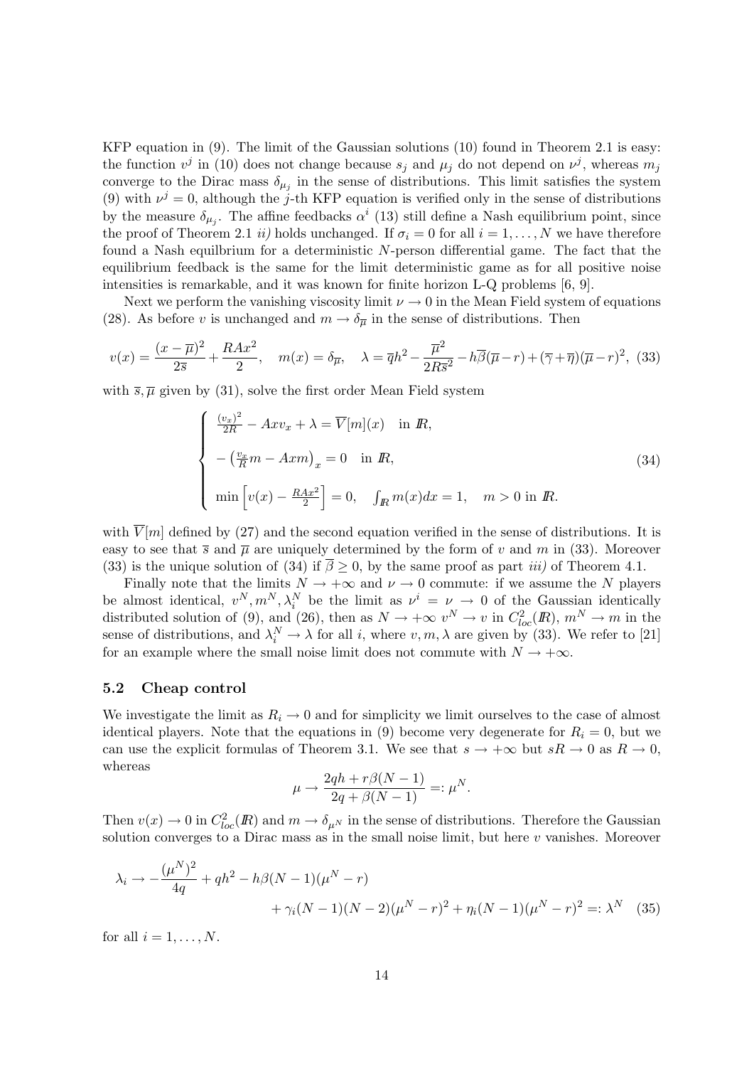KFP equation in (9). The limit of the Gaussian solutions (10) found in Theorem 2.1 is easy: the function $v^j$ in (10) does not change because $s_j$ and $\mu_j$ do not depend on $\nu^j$, whereas $m_j$ converge to the Dirac mass $\delta_{\mu_j}$ in the sense of distributions. This limit satisfies the system (9) with $\nu^j = 0$, although the $j$-th KFP equation is verified only in the sense of distributions by the measure $\delta_{\mu_j}$. The affine feedbacks $\alpha^i$ (13) still define a Nash equilibrium point, since the proof of Theorem 2.1 *ii)* holds unchanged. If $\sigma_i = 0$ for all $i = 1, \ldots, N$ we have therefore found a Nash equilbrium for a deterministic $N$-person differential game. The fact that the equilibrium feedback is the same for the limit deterministic game as for all positive noise intensities is remarkable, and it was known for finite horizon L-Q problems [6, 9].

Next we perform the vanishing viscosity limit $\nu \to 0$ in the Mean Field system of equations (28). As before $v$ is unchanged and $m \to \delta_{\overline{\mu}}$ in the sense of distributions. Then

$$
v(x) = \frac{(x-\overline{\mu})^2}{2\overline{s}} + \frac{RAx^2}{2}, \quad m(x) = \delta_{\overline{\mu}}, \quad \lambda = \overline{q}h^2 - \frac{\overline{\mu}^2}{2R\overline{s}^2} - h\overline{\beta}(\overline{\mu}-r) + (\overline{\gamma}+\overline{\eta})(\overline{\mu}-r)^2, \tag{33}
$$

with $\overline{s}, \overline{\mu}$ given by (31), solve the first order Mean Field system

$$
\begin{cases}
\frac{(v_x)^2}{2R} - Axv_x + \lambda = \overline{V}[m](x) \quad \text{in } \mathbb{R}, \\[2mm]
-\left(\frac{v_x}{R}m - Axm\right)_x = 0 \quad \text{in } \mathbb{R}, \\[2mm]
\min\left[v(x) - \frac{RAx^2}{2}\right] = 0, \quad \int_{\mathbb{R}} m(x)dx = 1, \quad m > 0 \text{ in } \mathbb{R}.
\end{cases} \tag{34}
$$

with $\overline{V}[m]$ defined by (27) and the second equation verified in the sense of distributions. It is easy to see that $\overline{s}$ and $\overline{\mu}$ are uniquely determined by the form of $v$ and $m$ in (33). Moreover (33) is the unique solution of (34) if $\overline{\beta} \geq 0$, by the same proof as part *iii)* of Theorem 4.1.

Finally note that the limits $N \to +\infty$ and $\nu \to 0$ commute: if we assume the $N$ players be almost identical, $v^N, m^N, \lambda_i^N$ be the limit as $\nu^i = \nu \to 0$ of the Gaussian identically distributed solution of (9), and (26), then as $N \to +\infty$ $v^N \to v$ in $C^2_{loc}(\mathbb{R})$, $m^N \to m$ in the sense of distributions, and $\lambda_i^N \to \lambda$ for all $i$, where $v, m, \lambda$ are given by (33). We refer to [21] for an example where the small noise limit does not commute with $N \to +\infty$.

## 5.2 Cheap control

We investigate the limit as $R_i \to 0$ and for simplicity we limit ourselves to the case of almost identical players. Note that the equations in (9) become very degenerate for $R_i = 0$, but we can use the explicit formulas of Theorem 3.1. We see that $s \to +\infty$ but $sR \to 0$ as $R \to 0$, whereas

$$
\mu \to \frac{2qh + r\beta(N-1)}{2q + \beta(N-1)} =: \mu^N.
$$

Then $v(x) \to 0$ in $C^2_{loc}(\mathbb{R})$ and $m \to \delta_{\mu^N}$ in the sense of distributions. Therefore the Gaussian solution converges to a Dirac mass as in the small noise limit, but here $v$ vanishes. Moreover

$$
\begin{aligned}
\lambda_i \to -\frac{(\mu^N)^2}{4q} + qh^2 - h\beta(N-1)(\mu^N - r) \\
+ \gamma_i(N-1)(N-2)(\mu^N - r)^2 + \eta_i(N-1)(\mu^N - r)^2 =: \lambda^N
\end{aligned} \tag{35}
$$

for all $i = 1, \ldots, N$.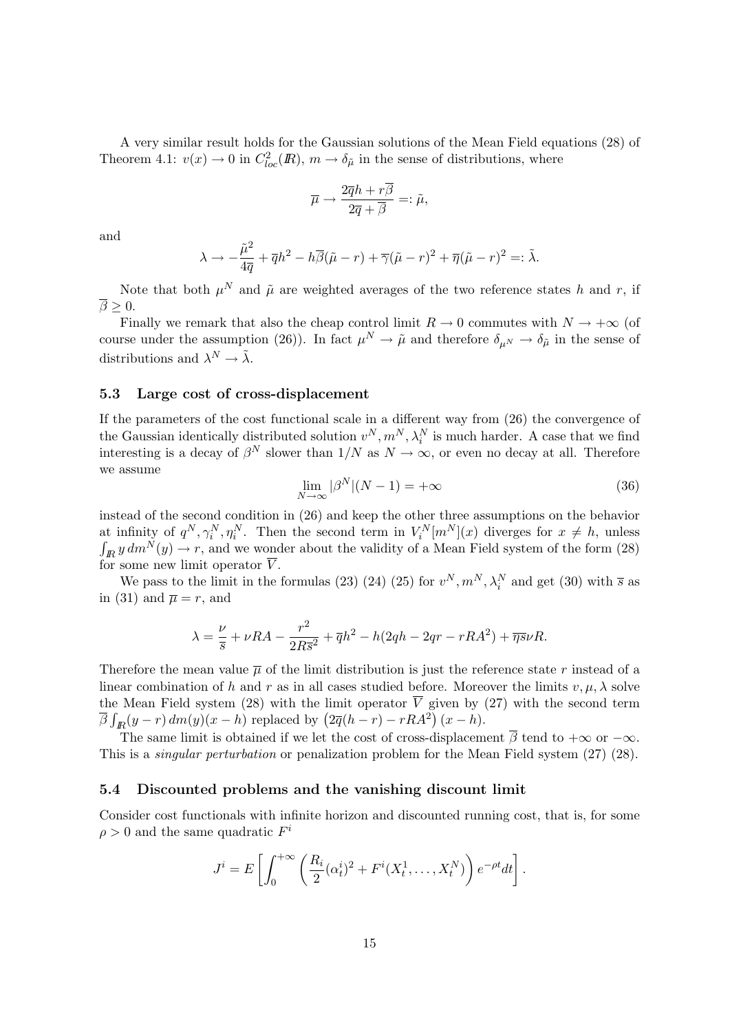A very similar result holds for the Gaussian solutions of the Mean Field equations (28) of Theorem 4.1: $v(x) \to 0$ in $C^2_{loc}(I\!R)$, $m \to \delta_{\tilde{\mu}}$ in the sense of distributions, where

$$\overline{\mu} \to \frac{2\overline{q}h + r\overline{\beta}}{2\overline{q} + \overline{\beta}} =: \tilde{\mu},$$

and

$$\lambda \to -\frac{\tilde{\mu}^2}{4\overline{q}} + \overline{q}h^2 - h\overline{\beta}(\tilde{\mu} - r) + \overline{\gamma}(\tilde{\mu} - r)^2 + \overline{\eta}(\tilde{\mu} - r)^2 =: \tilde{\lambda}.$$

Note that both $\mu^N$ and $\tilde{\mu}$ are weighted averages of the two reference states $h$ and $r$, if $\overline{\beta} \geq 0$.

Finally we remark that also the cheap control limit $R \to 0$ commutes with $N \to +\infty$ (of course under the assumption (26)). In fact $\mu^N \to \tilde{\mu}$ and therefore $\delta_{\mu^N} \to \delta_{\tilde{\mu}}$ in the sense of distributions and $\lambda^N \to \tilde{\lambda}$.

### 5.3 Large cost of cross-displacement

If the parameters of the cost functional scale in a different way from (26) the convergence of the Gaussian identically distributed solution $v^N, m^N, \lambda_i^N$ is much harder. A case that we find interesting is a decay of $\beta^N$ slower than $1/N$ as $N \to \infty$, or even no decay at all. Therefore we assume

$$\lim_{N\to\infty} |\beta^N|(N-1) = +\infty \tag{36}$$

instead of the second condition in (26) and keep the other three assumptions on the behavior at infinity of $q^N, \gamma_i^N, \eta_i^N$. Then the second term in $V_i^N[m^N](x)$ diverges for $x \neq h$, unless $\int_{I\!R} y\, dm^N(y) \to r$, and we wonder about the validity of a Mean Field system of the form (28) for some new limit operator $\overline{V}$.

We pass to the limit in the formulas (23) (24) (25) for $v^N, m^N, \lambda_i^N$ and get (30) with $\overline{s}$ as in (31) and $\overline{\mu} = r$, and

$$\lambda = \frac{\nu}{\overline{s}} + \nu RA - \frac{r^2}{2R\overline{s}^2} + \overline{q}h^2 - h(2qh - 2qr - rRA^2) + \overline{\eta s}\nu R.$$

Therefore the mean value $\overline{\mu}$ of the limit distribution is just the reference state $r$ instead of a linear combination of $h$ and $r$ as in all cases studied before. Moreover the limits $v, \mu, \lambda$ solve the Mean Field system (28) with the limit operator $\overline{V}$ given by (27) with the second term $\overline{\beta}\int_{I\!R}(y - r)\, dm(y)(x - h)$ replaced by $\left(2\overline{q}(h - r) - rRA^2\right)(x - h)$.

The same limit is obtained if we let the cost of cross-displacement $\overline{\beta}$ tend to $+\infty$ or $-\infty$. This is a *singular perturbation* or penalization problem for the Mean Field system (27) (28).

### 5.4 Discounted problems and the vanishing discount limit

Consider cost functionals with infinite horizon and discounted running cost, that is, for some $\rho > 0$ and the same quadratic $F^i$

$$J^i = E\left[\int_0^{+\infty} \left(\frac{R_i}{2}(\alpha_t^i)^2 + F^i(X_t^1, \ldots, X_t^N)\right) e^{-\rho t} dt\right].$$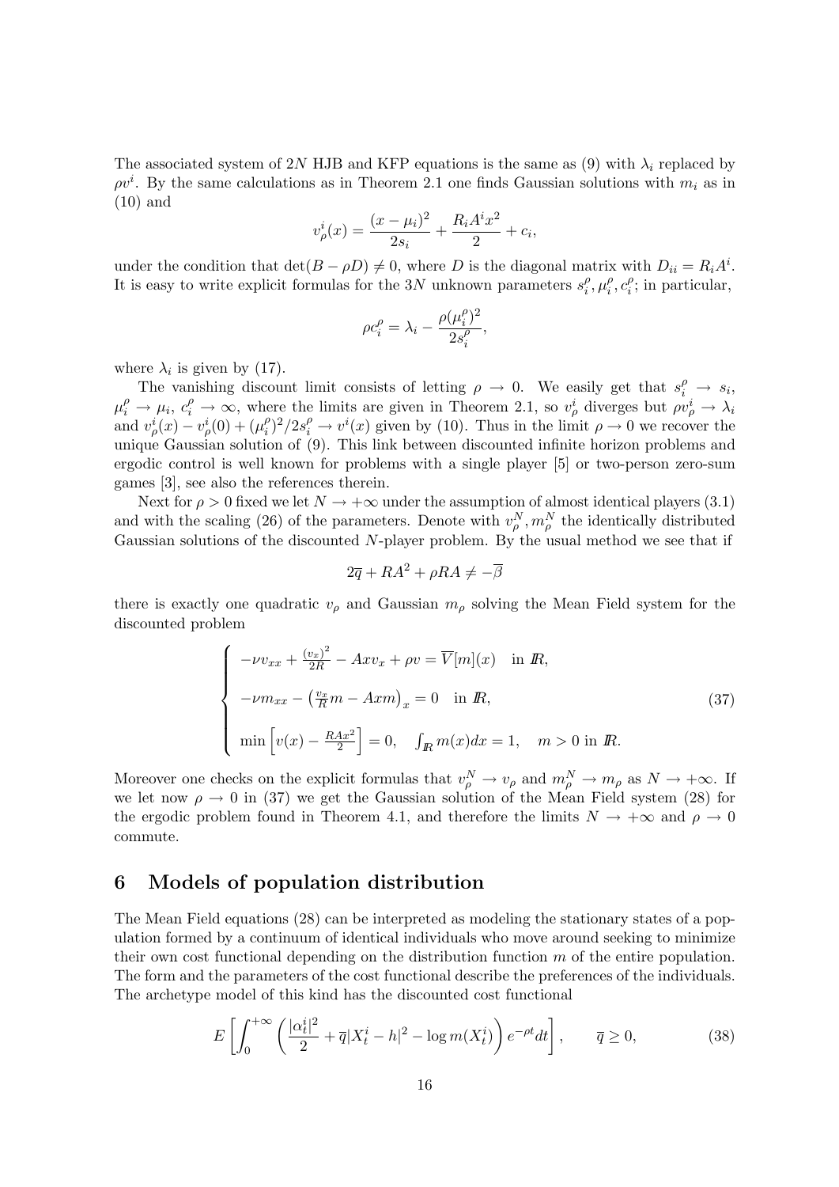The associated system of $2N$ HJB and KFP equations is the same as (9) with $\lambda_i$ replaced by $\rho v^i$. By the same calculations as in Theorem 2.1 one finds Gaussian solutions with $m_i$ as in (10) and

$$v_\rho^i(x) = \frac{(x-\mu_i)^2}{2s_i} + \frac{R_i A^i x^2}{2} + c_i,$$

under the condition that $\det(B - \rho D) \neq 0$, where $D$ is the diagonal matrix with $D_{ii} = R_i A^i$. It is easy to write explicit formulas for the $3N$ unknown parameters $s_i^\rho, \mu_i^\rho, c_i^\rho$; in particular,

$$\rho c_i^\rho = \lambda_i - \frac{\rho(\mu_i^\rho)^2}{2s_i^\rho},$$

where $\lambda_i$ is given by (17).

The vanishing discount limit consists of letting $\rho \to 0$. We easily get that $s_i^\rho \to s_i$, $\mu_i^\rho \to \mu_i$, $c_i^\rho \to \infty$, where the limits are given in Theorem 2.1, so $v_\rho^i$ diverges but $\rho v_\rho^i \to \lambda_i$ and $v_\rho^i(x) - v_\rho^i(0) + (\mu_i^\rho)^2/2s_i^\rho \to v^i(x)$ given by (10). Thus in the limit $\rho \to 0$ we recover the unique Gaussian solution of (9). This link between discounted infinite horizon problems and ergodic control is well known for problems with a single player [5] or two-person zero-sum games [3], see also the references therein.

Next for $\rho > 0$ fixed we let $N \to +\infty$ under the assumption of almost identical players (3.1) and with the scaling (26) of the parameters. Denote with $v_\rho^N, m_\rho^N$ the identically distributed Gaussian solutions of the discounted $N$-player problem. By the usual method we see that if

$$2\overline{q} + RA^2 + \rho RA \neq -\overline{\beta}$$

there is exactly one quadratic $v_\rho$ and Gaussian $m_\rho$ solving the Mean Field system for the discounted problem

$$\begin{cases} -\nu v_{xx} + \frac{(v_x)^2}{2R} - Axv_x + \rho v = \overline{V}[m](x) \quad \text{in } I\!R, \\ \\ -\nu m_{xx} - \left(\frac{v_x}{R} m - Axm\right)_x = 0 \quad \text{in } I\!R, \\ \\ \min\left[v(x) - \frac{RAx^2}{2}\right] = 0, \quad \int_{I\!R} m(x)dx = 1, \quad m > 0 \text{ in } I\!R. \end{cases} \tag{37}$$

Moreover one checks on the explicit formulas that $v_\rho^N \to v_\rho$ and $m_\rho^N \to m_\rho$ as $N \to +\infty$. If we let now $\rho \to 0$ in (37) we get the Gaussian solution of the Mean Field system (28) for the ergodic problem found in Theorem 4.1, and therefore the limits $N \to +\infty$ and $\rho \to 0$ commute.

## 6 Models of population distribution

The Mean Field equations (28) can be interpreted as modeling the stationary states of a population formed by a continuum of identical individuals who move around seeking to minimize their own cost functional depending on the distribution function $m$ of the entire population. The form and the parameters of the cost functional describe the preferences of the individuals. The archetype model of this kind has the discounted cost functional

$$E\left[\int_0^{+\infty} \left(\frac{|\alpha_t^i|^2}{2} + \overline{q}|X_t^i - h|^2 - \log m(X_t^i)\right) e^{-\rho t} dt\right], \qquad \overline{q} \geq 0, \tag{38}$$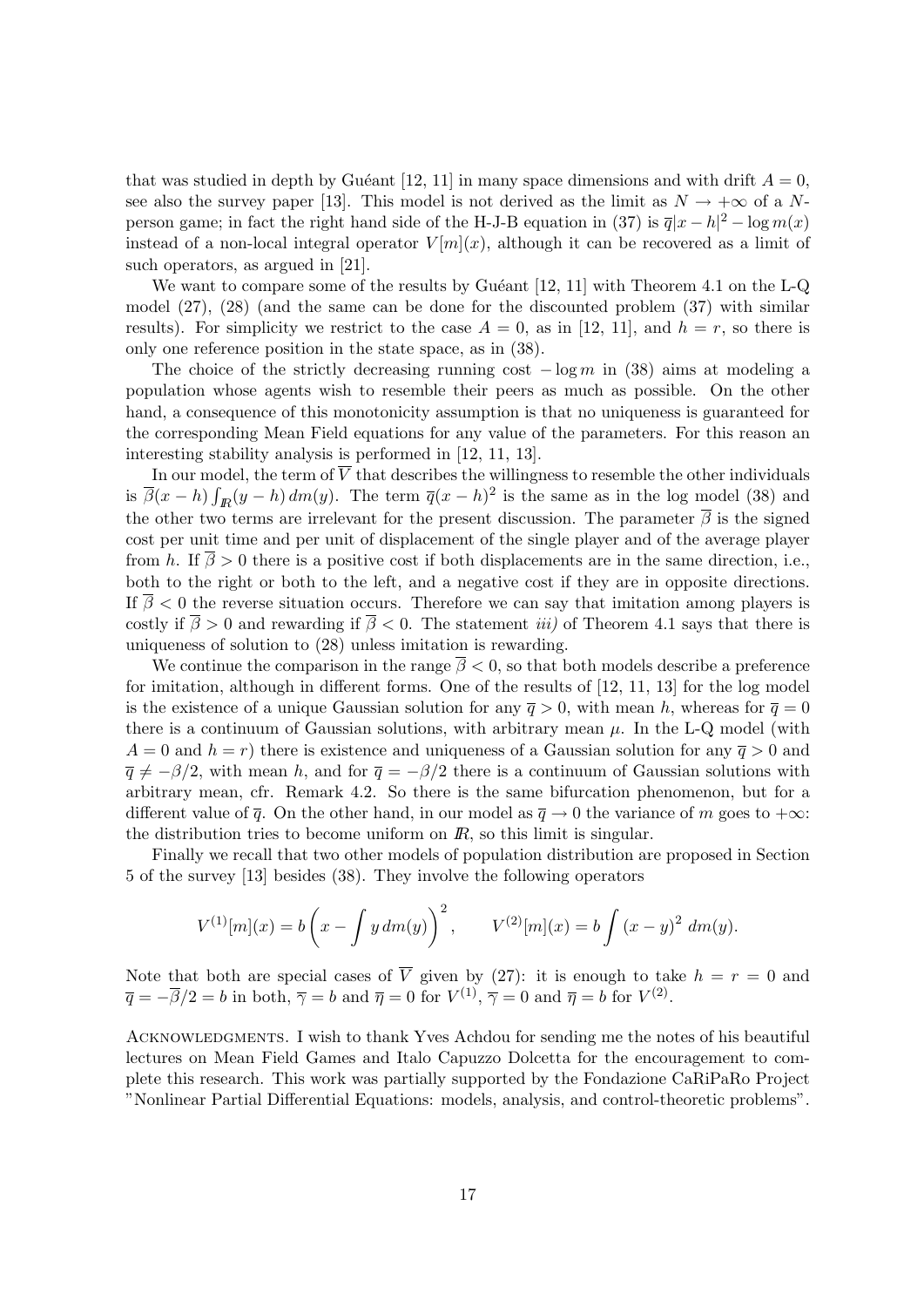that was studied in depth by Guéant [12, 11] in many space dimensions and with drift $A = 0$, see also the survey paper [13]. This model is not derived as the limit as $N \to +\infty$ of a $N$-person game; in fact the right hand side of the H-J-B equation in (37) is $\overline{q}|x-h|^2 - \log m(x)$ instead of a non-local integral operator $V[m](x)$, although it can be recovered as a limit of such operators, as argued in [21].

We want to compare some of the results by Guéant [12, 11] with Theorem 4.1 on the L-Q model (27), (28) (and the same can be done for the discounted problem (37) with similar results). For simplicity we restrict to the case $A = 0$, as in [12, 11], and $h = r$, so there is only one reference position in the state space, as in (38).

The choice of the strictly decreasing running cost $-\log m$ in (38) aims at modeling a population whose agents wish to resemble their peers as much as possible. On the other hand, a consequence of this monotonicity assumption is that no uniqueness is guaranteed for the corresponding Mean Field equations for any value of the parameters. For this reason an interesting stability analysis is performed in [12, 11, 13].

In our model, the term of $\overline{V}$ that describes the willingness to resemble the other individuals is $\overline{\beta}(x-h)\int_{\mathbb{R}}(y-h)\,dm(y)$. The term $\overline{q}(x-h)^2$ is the same as in the log model (38) and the other two terms are irrelevant for the present discussion. The parameter $\overline{\beta}$ is the signed cost per unit time and per unit of displacement of the single player and of the average player from $h$. If $\overline{\beta} > 0$ there is a positive cost if both displacements are in the same direction, i.e., both to the right or both to the left, and a negative cost if they are in opposite directions. If $\overline{\beta} < 0$ the reverse situation occurs. Therefore we can say that imitation among players is costly if $\overline{\beta} > 0$ and rewarding if $\overline{\beta} < 0$. The statement *iii)* of Theorem 4.1 says that there is uniqueness of solution to (28) unless imitation is rewarding.

We continue the comparison in the range $\overline{\beta} < 0$, so that both models describe a preference for imitation, although in different forms. One of the results of [12, 11, 13] for the log model is the existence of a unique Gaussian solution for any $\overline{q} > 0$, with mean $h$, whereas for $\overline{q} = 0$ there is a continuum of Gaussian solutions, with arbitrary mean $\mu$. In the L-Q model (with $A = 0$ and $h = r$) there is existence and uniqueness of a Gaussian solution for any $\overline{q} > 0$ and $\overline{q} \neq -\beta/2$, with mean $h$, and for $\overline{q} = -\beta/2$ there is a continuum of Gaussian solutions with arbitrary mean, cfr. Remark 4.2. So there is the same bifurcation phenomenon, but for a different value of $\overline{q}$. On the other hand, in our model as $\overline{q} \to 0$ the variance of $m$ goes to $+\infty$: the distribution tries to become uniform on $\mathbb{R}$, so this limit is singular.

Finally we recall that two other models of population distribution are proposed in Section 5 of the survey [13] besides (38). They involve the following operators

$$V^{(1)}[m](x) = b\left(x - \int y\,dm(y)\right)^2, \qquad V^{(2)}[m](x) = b\int (x-y)^2\,dm(y).$$

Note that both are special cases of $\overline{V}$ given by (27): it is enough to take $h = r = 0$ and $\overline{q} = -\overline{\beta}/2 = b$ in both, $\overline{\gamma} = b$ and $\overline{\eta} = 0$ for $V^{(1)}$, $\overline{\gamma} = 0$ and $\overline{\eta} = b$ for $V^{(2)}$.

Acknowledgments. I wish to thank Yves Achdou for sending me the notes of his beautiful lectures on Mean Field Games and Italo Capuzzo Dolcetta for the encouragement to complete this research. This work was partially supported by the Fondazione CaRiPaRo Project "Nonlinear Partial Differential Equations: models, analysis, and control-theoretic problems".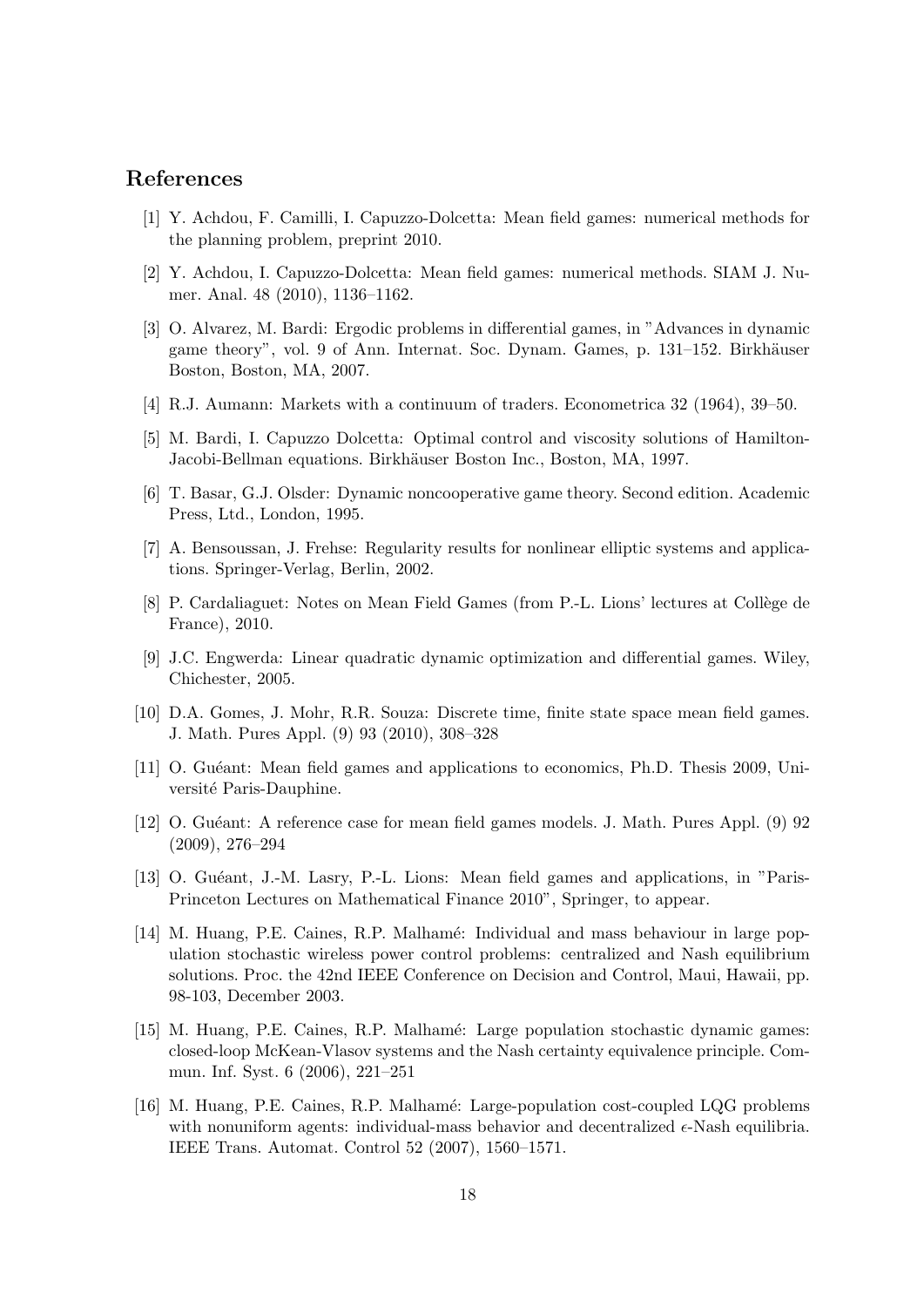## References

[1] Y. Achdou, F. Camilli, I. Capuzzo-Dolcetta: Mean field games: numerical methods for the planning problem, preprint 2010.

[2] Y. Achdou, I. Capuzzo-Dolcetta: Mean field games: numerical methods. SIAM J. Numer. Anal. 48 (2010), 1136–1162.

[3] O. Alvarez, M. Bardi: Ergodic problems in differential games, in "Advances in dynamic game theory", vol. 9 of Ann. Internat. Soc. Dynam. Games, p. 131–152. Birkhäuser Boston, Boston, MA, 2007.

[4] R.J. Aumann: Markets with a continuum of traders. Econometrica 32 (1964), 39–50.

[5] M. Bardi, I. Capuzzo Dolcetta: Optimal control and viscosity solutions of Hamilton-Jacobi-Bellman equations. Birkhäuser Boston Inc., Boston, MA, 1997.

[6] T. Basar, G.J. Olsder: Dynamic noncooperative game theory. Second edition. Academic Press, Ltd., London, 1995.

[7] A. Bensoussan, J. Frehse: Regularity results for nonlinear elliptic systems and applications. Springer-Verlag, Berlin, 2002.

[8] P. Cardaliaguet: Notes on Mean Field Games (from P.-L. Lions' lectures at Collège de France), 2010.

[9] J.C. Engwerda: Linear quadratic dynamic optimization and differential games. Wiley, Chichester, 2005.

[10] D.A. Gomes, J. Mohr, R.R. Souza: Discrete time, finite state space mean field games. J. Math. Pures Appl. (9) 93 (2010), 308–328

[11] O. Guéant: Mean field games and applications to economics, Ph.D. Thesis 2009, Université Paris-Dauphine.

[12] O. Guéant: A reference case for mean field games models. J. Math. Pures Appl. (9) 92 (2009), 276–294

[13] O. Guéant, J.-M. Lasry, P.-L. Lions: Mean field games and applications, in "Paris-Princeton Lectures on Mathematical Finance 2010", Springer, to appear.

[14] M. Huang, P.E. Caines, R.P. Malhamé: Individual and mass behaviour in large population stochastic wireless power control problems: centralized and Nash equilibrium solutions. Proc. the 42nd IEEE Conference on Decision and Control, Maui, Hawaii, pp. 98-103, December 2003.

[15] M. Huang, P.E. Caines, R.P. Malhamé: Large population stochastic dynamic games: closed-loop McKean-Vlasov systems and the Nash certainty equivalence principle. Commun. Inf. Syst. 6 (2006), 221–251

[16] M. Huang, P.E. Caines, R.P. Malhamé: Large-population cost-coupled LQG problems with nonuniform agents: individual-mass behavior and decentralized $\epsilon$-Nash equilibria. IEEE Trans. Automat. Control 52 (2007), 1560–1571.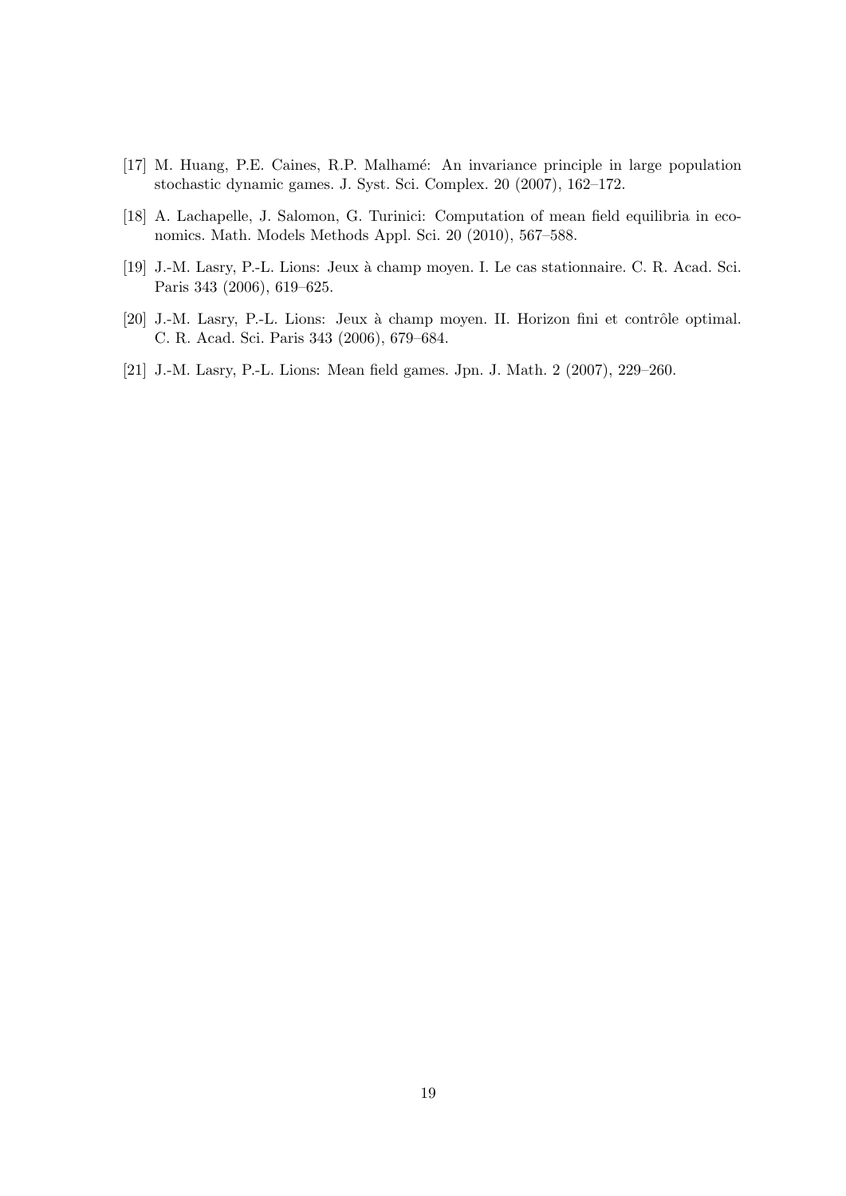[17] M. Huang, P.E. Caines, R.P. Malhamé: An invariance principle in large population stochastic dynamic games. J. Syst. Sci. Complex. 20 (2007), 162–172.

[18] A. Lachapelle, J. Salomon, G. Turinici: Computation of mean field equilibria in economics. Math. Models Methods Appl. Sci. 20 (2010), 567–588.

[19] J.-M. Lasry, P.-L. Lions: Jeux à champ moyen. I. Le cas stationnaire. C. R. Acad. Sci. Paris 343 (2006), 619–625.

[20] J.-M. Lasry, P.-L. Lions: Jeux à champ moyen. II. Horizon fini et contrôle optimal. C. R. Acad. Sci. Paris 343 (2006), 679–684.

[21] J.-M. Lasry, P.-L. Lions: Mean field games. Jpn. J. Math. 2 (2007), 229–260.